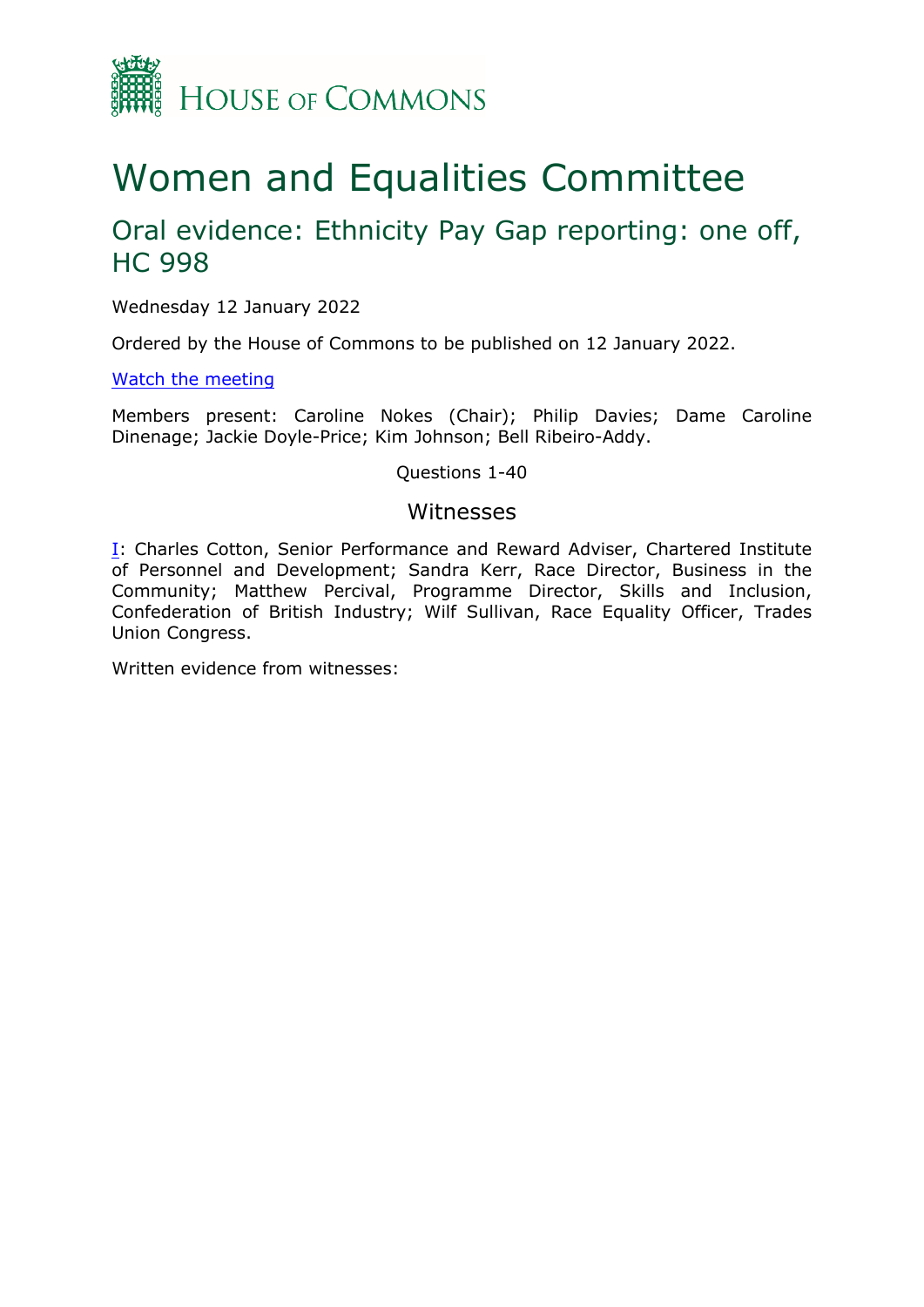HOUSE OF COMMONS

# Women and Equalities Committee

## Oral evidence: Ethnicity Pay Gap reporting: one off, HC 998

Wednesday 12 January 2022

Ordered by the House of Commons to be published on 12 January 2022.

[Watch the meeting](#)

Members present: Caroline Nokes (Chair); Philip Davies; Dame Caroline Dinenage; Jackie Doyle-Price; Kim Johnson; Bell Ribeiro-Addy.

Questions 1-40

### Witnesses

[I](#): Charles Cotton, Senior Performance and Reward Adviser, Chartered Institute of Personnel and Development; Sandra Kerr, Race Director, Business in the Community; Matthew Percival, Programme Director, Skills and Inclusion, Confederation of British Industry; Wilf Sullivan, Race Equality Officer, Trades Union Congress.

Written evidence from witnesses: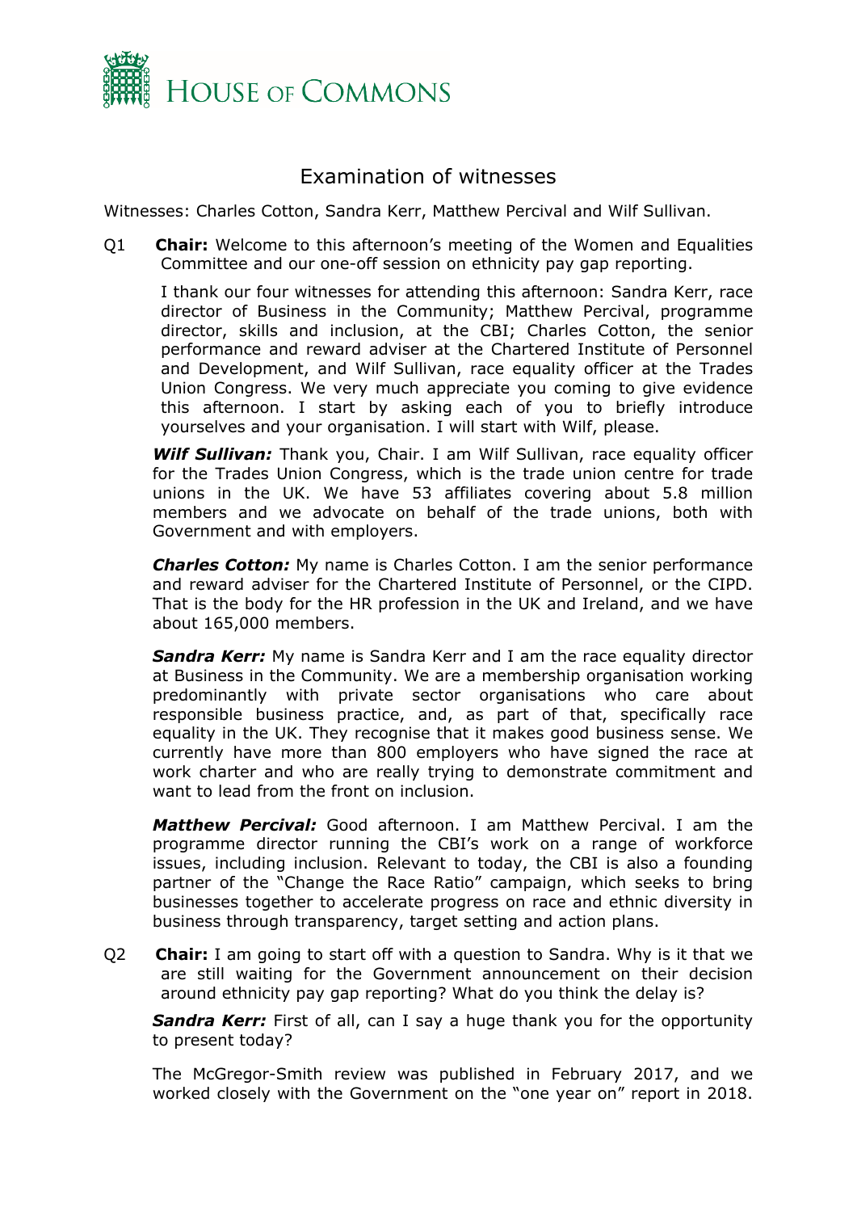# Examination of witnesses

Witnesses: Charles Cotton, Sandra Kerr, Matthew Percival and Wilf Sullivan.

Q1 **Chair:** Welcome to this afternoon's meeting of the Women and Equalities Committee and our one-off session on ethnicity pay gap reporting.

I thank our four witnesses for attending this afternoon: Sandra Kerr, race director of Business in the Community; Matthew Percival, programme director, skills and inclusion, at the CBI; Charles Cotton, the senior performance and reward adviser at the Chartered Institute of Personnel and Development, and Wilf Sullivan, race equality officer at the Trades Union Congress. We very much appreciate you coming to give evidence this afternoon. I start by asking each of you to briefly introduce yourselves and your organisation. I will start with Wilf, please.

***Wilf Sullivan:*** Thank you, Chair. I am Wilf Sullivan, race equality officer for the Trades Union Congress, which is the trade union centre for trade unions in the UK. We have 53 affiliates covering about 5.8 million members and we advocate on behalf of the trade unions, both with Government and with employers.

***Charles Cotton:*** My name is Charles Cotton. I am the senior performance and reward adviser for the Chartered Institute of Personnel, or the CIPD. That is the body for the HR profession in the UK and Ireland, and we have about 165,000 members.

***Sandra Kerr:*** My name is Sandra Kerr and I am the race equality director at Business in the Community. We are a membership organisation working predominantly with private sector organisations who care about responsible business practice, and, as part of that, specifically race equality in the UK. They recognise that it makes good business sense. We currently have more than 800 employers who have signed the race at work charter and who are really trying to demonstrate commitment and want to lead from the front on inclusion.

***Matthew Percival:*** Good afternoon. I am Matthew Percival. I am the programme director running the CBI's work on a range of workforce issues, including inclusion. Relevant to today, the CBI is also a founding partner of the "Change the Race Ratio" campaign, which seeks to bring businesses together to accelerate progress on race and ethnic diversity in business through transparency, target setting and action plans.

Q2 **Chair:** I am going to start off with a question to Sandra. Why is it that we are still waiting for the Government announcement on their decision around ethnicity pay gap reporting? What do you think the delay is?

***Sandra Kerr:*** First of all, can I say a huge thank you for the opportunity to present today?

The McGregor-Smith review was published in February 2017, and we worked closely with the Government on the "one year on" report in 2018.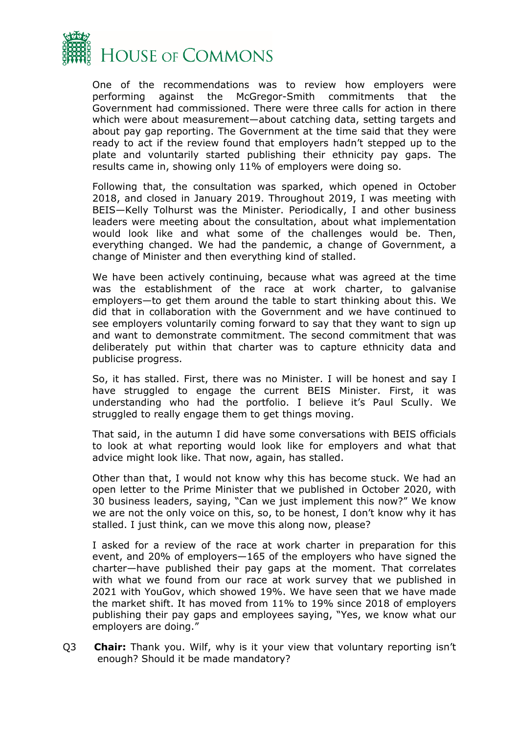One of the recommendations was to review how employers were performing against the McGregor-Smith commitments that the Government had commissioned. There were three calls for action in there which were about measurement—about catching data, setting targets and about pay gap reporting. The Government at the time said that they were ready to act if the review found that employers hadn't stepped up to the plate and voluntarily started publishing their ethnicity pay gaps. The results came in, showing only 11% of employers were doing so.

Following that, the consultation was sparked, which opened in October 2018, and closed in January 2019. Throughout 2019, I was meeting with BEIS—Kelly Tolhurst was the Minister. Periodically, I and other business leaders were meeting about the consultation, about what implementation would look like and what some of the challenges would be. Then, everything changed. We had the pandemic, a change of Government, a change of Minister and then everything kind of stalled.

We have been actively continuing, because what was agreed at the time was the establishment of the race at work charter, to galvanise employers—to get them around the table to start thinking about this. We did that in collaboration with the Government and we have continued to see employers voluntarily coming forward to say that they want to sign up and want to demonstrate commitment. The second commitment that was deliberately put within that charter was to capture ethnicity data and publicise progress.

So, it has stalled. First, there was no Minister. I will be honest and say I have struggled to engage the current BEIS Minister. First, it was understanding who had the portfolio. I believe it's Paul Scully. We struggled to really engage them to get things moving.

That said, in the autumn I did have some conversations with BEIS officials to look at what reporting would look like for employers and what that advice might look like. That now, again, has stalled.

Other than that, I would not know why this has become stuck. We had an open letter to the Prime Minister that we published in October 2020, with 30 business leaders, saying, "Can we just implement this now?" We know we are not the only voice on this, so, to be honest, I don't know why it has stalled. I just think, can we move this along now, please?

I asked for a review of the race at work charter in preparation for this event, and 20% of employers—165 of the employers who have signed the charter—have published their pay gaps at the moment. That correlates with what we found from our race at work survey that we published in 2021 with YouGov, which showed 19%. We have seen that we have made the market shift. It has moved from 11% to 19% since 2018 of employers publishing their pay gaps and employees saying, "Yes, we know what our employers are doing."

Q3 **Chair:** Thank you. Wilf, why is it your view that voluntary reporting isn't enough? Should it be made mandatory?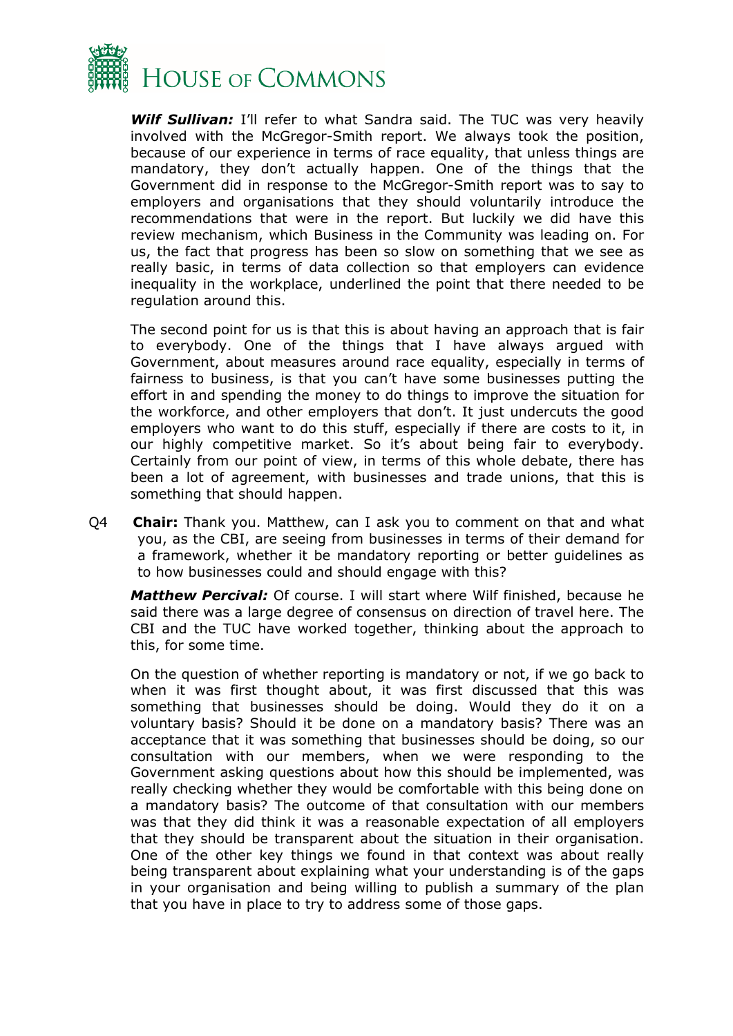***Wilf Sullivan:*** I'll refer to what Sandra said. The TUC was very heavily involved with the McGregor-Smith report. We always took the position, because of our experience in terms of race equality, that unless things are mandatory, they don't actually happen. One of the things that the Government did in response to the McGregor-Smith report was to say to employers and organisations that they should voluntarily introduce the recommendations that were in the report. But luckily we did have this review mechanism, which Business in the Community was leading on. For us, the fact that progress has been so slow on something that we see as really basic, in terms of data collection so that employers can evidence inequality in the workplace, underlined the point that there needed to be regulation around this.

The second point for us is that this is about having an approach that is fair to everybody. One of the things that I have always argued with Government, about measures around race equality, especially in terms of fairness to business, is that you can't have some businesses putting the effort in and spending the money to do things to improve the situation for the workforce, and other employers that don't. It just undercuts the good employers who want to do this stuff, especially if there are costs to it, in our highly competitive market. So it's about being fair to everybody. Certainly from our point of view, in terms of this whole debate, there has been a lot of agreement, with businesses and trade unions, that this is something that should happen.

Q4 **Chair:** Thank you. Matthew, can I ask you to comment on that and what you, as the CBI, are seeing from businesses in terms of their demand for a framework, whether it be mandatory reporting or better guidelines as to how businesses could and should engage with this?

***Matthew Percival:*** Of course. I will start where Wilf finished, because he said there was a large degree of consensus on direction of travel here. The CBI and the TUC have worked together, thinking about the approach to this, for some time.

On the question of whether reporting is mandatory or not, if we go back to when it was first thought about, it was first discussed that this was something that businesses should be doing. Would they do it on a voluntary basis? Should it be done on a mandatory basis? There was an acceptance that it was something that businesses should be doing, so our consultation with our members, when we were responding to the Government asking questions about how this should be implemented, was really checking whether they would be comfortable with this being done on a mandatory basis? The outcome of that consultation with our members was that they did think it was a reasonable expectation of all employers that they should be transparent about the situation in their organisation. One of the other key things we found in that context was about really being transparent about explaining what your understanding is of the gaps in your organisation and being willing to publish a summary of the plan that you have in place to try to address some of those gaps.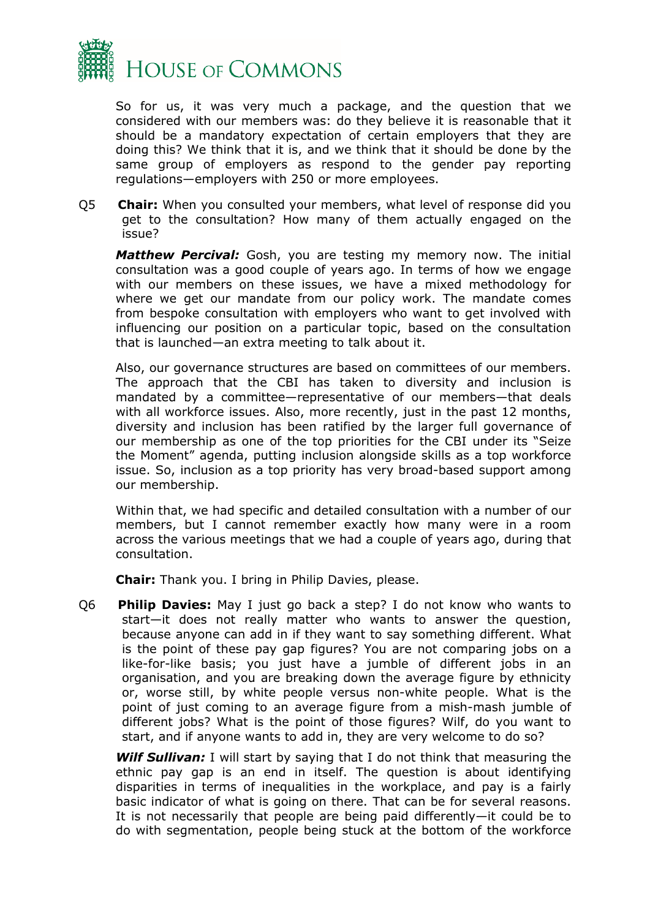So for us, it was very much a package, and the question that we considered with our members was: do they believe it is reasonable that it should be a mandatory expectation of certain employers that they are doing this? We think that it is, and we think that it should be done by the same group of employers as respond to the gender pay reporting regulations—employers with 250 or more employees.

Q5 **Chair:** When you consulted your members, what level of response did you get to the consultation? How many of them actually engaged on the issue?

***Matthew Percival:*** Gosh, you are testing my memory now. The initial consultation was a good couple of years ago. In terms of how we engage with our members on these issues, we have a mixed methodology for where we get our mandate from our policy work. The mandate comes from bespoke consultation with employers who want to get involved with influencing our position on a particular topic, based on the consultation that is launched—an extra meeting to talk about it.

Also, our governance structures are based on committees of our members. The approach that the CBI has taken to diversity and inclusion is mandated by a committee—representative of our members—that deals with all workforce issues. Also, more recently, just in the past 12 months, diversity and inclusion has been ratified by the larger full governance of our membership as one of the top priorities for the CBI under its "Seize the Moment" agenda, putting inclusion alongside skills as a top workforce issue. So, inclusion as a top priority has very broad-based support among our membership.

Within that, we had specific and detailed consultation with a number of our members, but I cannot remember exactly how many were in a room across the various meetings that we had a couple of years ago, during that consultation.

**Chair:** Thank you. I bring in Philip Davies, please.

Q6 **Philip Davies:** May I just go back a step? I do not know who wants to start—it does not really matter who wants to answer the question, because anyone can add in if they want to say something different. What is the point of these pay gap figures? You are not comparing jobs on a like-for-like basis; you just have a jumble of different jobs in an organisation, and you are breaking down the average figure by ethnicity or, worse still, by white people versus non-white people. What is the point of just coming to an average figure from a mish-mash jumble of different jobs? What is the point of those figures? Wilf, do you want to start, and if anyone wants to add in, they are very welcome to do so?

***Wilf Sullivan:*** I will start by saying that I do not think that measuring the ethnic pay gap is an end in itself. The question is about identifying disparities in terms of inequalities in the workplace, and pay is a fairly basic indicator of what is going on there. That can be for several reasons. It is not necessarily that people are being paid differently—it could be to do with segmentation, people being stuck at the bottom of the workforce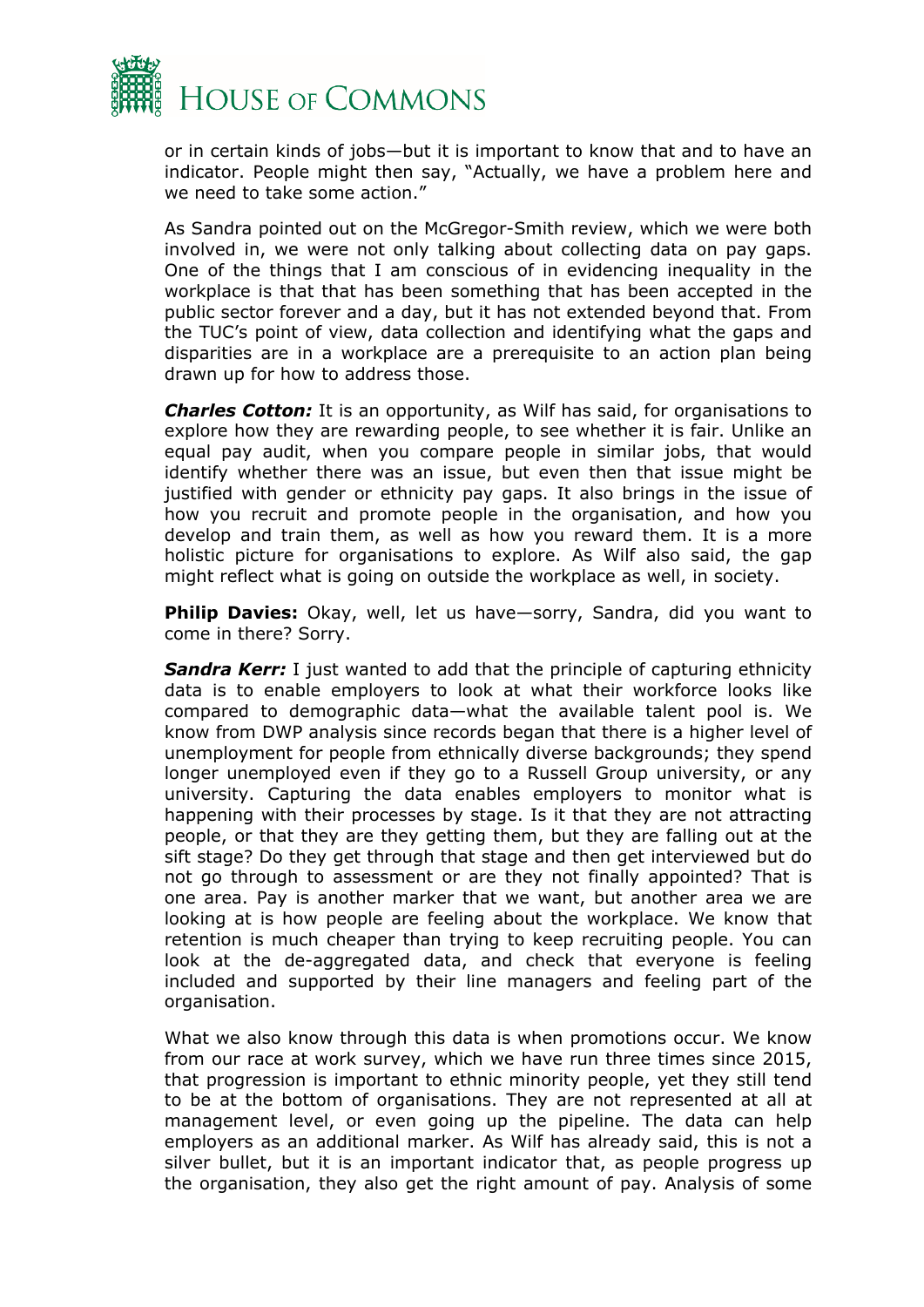or in certain kinds of jobs—but it is important to know that and to have an indicator. People might then say, "Actually, we have a problem here and we need to take some action."

As Sandra pointed out on the McGregor-Smith review, which we were both involved in, we were not only talking about collecting data on pay gaps. One of the things that I am conscious of in evidencing inequality in the workplace is that that has been something that has been accepted in the public sector forever and a day, but it has not extended beyond that. From the TUC's point of view, data collection and identifying what the gaps and disparities are in a workplace are a prerequisite to an action plan being drawn up for how to address those.

***Charles Cotton:*** It is an opportunity, as Wilf has said, for organisations to explore how they are rewarding people, to see whether it is fair. Unlike an equal pay audit, when you compare people in similar jobs, that would identify whether there was an issue, but even then that issue might be justified with gender or ethnicity pay gaps. It also brings in the issue of how you recruit and promote people in the organisation, and how you develop and train them, as well as how you reward them. It is a more holistic picture for organisations to explore. As Wilf also said, the gap might reflect what is going on outside the workplace as well, in society.

**Philip Davies:** Okay, well, let us have—sorry, Sandra, did you want to come in there? Sorry.

***Sandra Kerr:*** I just wanted to add that the principle of capturing ethnicity data is to enable employers to look at what their workforce looks like compared to demographic data—what the available talent pool is. We know from DWP analysis since records began that there is a higher level of unemployment for people from ethnically diverse backgrounds; they spend longer unemployed even if they go to a Russell Group university, or any university. Capturing the data enables employers to monitor what is happening with their processes by stage. Is it that they are not attracting people, or that they are they getting them, but they are falling out at the sift stage? Do they get through that stage and then get interviewed but do not go through to assessment or are they not finally appointed? That is one area. Pay is another marker that we want, but another area we are looking at is how people are feeling about the workplace. We know that retention is much cheaper than trying to keep recruiting people. You can look at the de-aggregated data, and check that everyone is feeling included and supported by their line managers and feeling part of the organisation.

What we also know through this data is when promotions occur. We know from our race at work survey, which we have run three times since 2015, that progression is important to ethnic minority people, yet they still tend to be at the bottom of organisations. They are not represented at all at management level, or even going up the pipeline. The data can help employers as an additional marker. As Wilf has already said, this is not a silver bullet, but it is an important indicator that, as people progress up the organisation, they also get the right amount of pay. Analysis of some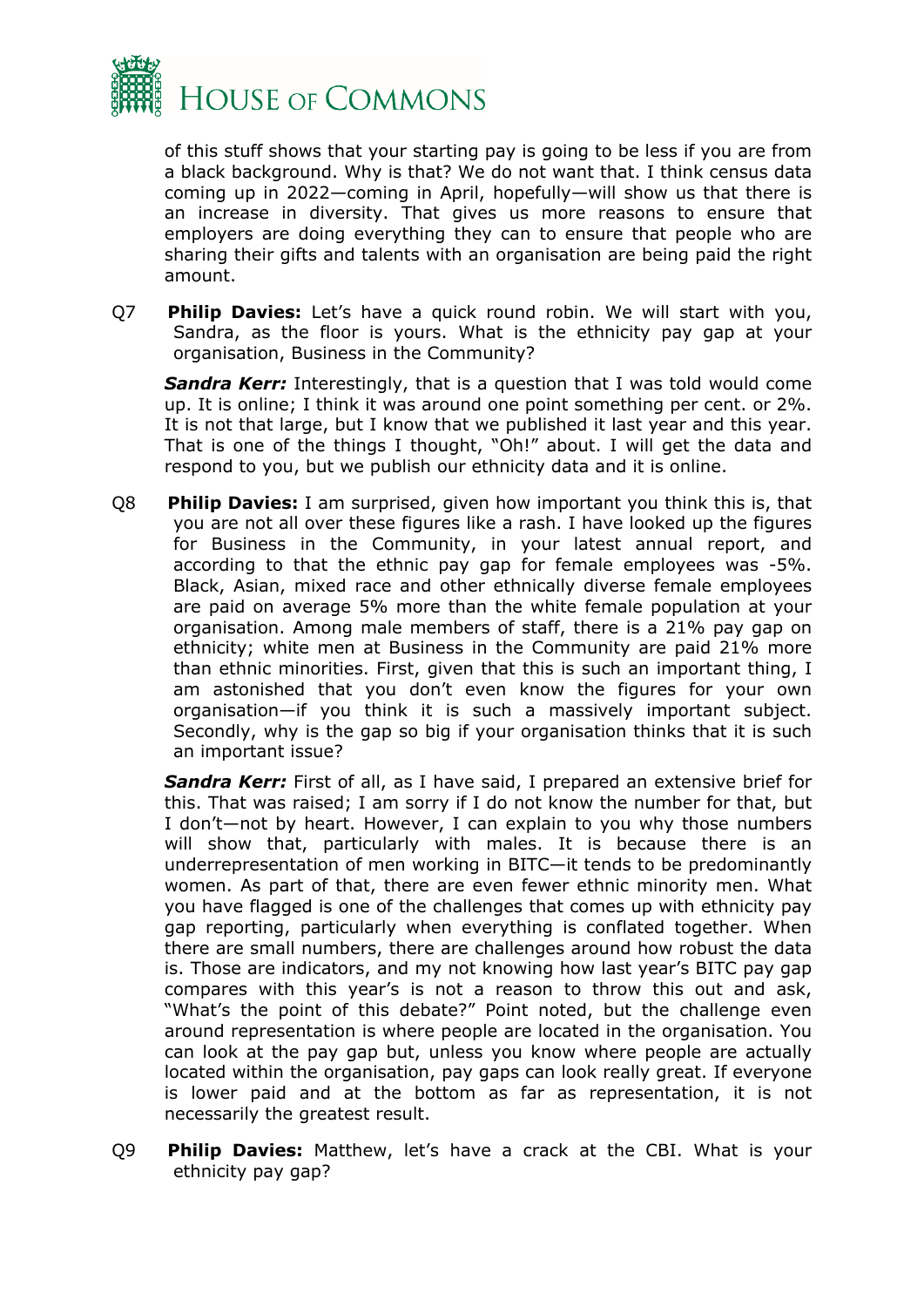of this stuff shows that your starting pay is going to be less if you are from a black background. Why is that? We do not want that. I think census data coming up in 2022—coming in April, hopefully—will show us that there is an increase in diversity. That gives us more reasons to ensure that employers are doing everything they can to ensure that people who are sharing their gifts and talents with an organisation are being paid the right amount.

Q7 **Philip Davies:** Let's have a quick round robin. We will start with you, Sandra, as the floor is yours. What is the ethnicity pay gap at your organisation, Business in the Community?

***Sandra Kerr:*** Interestingly, that is a question that I was told would come up. It is online; I think it was around one point something per cent. or 2%. It is not that large, but I know that we published it last year and this year. That is one of the things I thought, "Oh!" about. I will get the data and respond to you, but we publish our ethnicity data and it is online.

Q8 **Philip Davies:** I am surprised, given how important you think this is, that you are not all over these figures like a rash. I have looked up the figures for Business in the Community, in your latest annual report, and according to that the ethnic pay gap for female employees was -5%. Black, Asian, mixed race and other ethnically diverse female employees are paid on average 5% more than the white female population at your organisation. Among male members of staff, there is a 21% pay gap on ethnicity; white men at Business in the Community are paid 21% more than ethnic minorities. First, given that this is such an important thing, I am astonished that you don't even know the figures for your own organisation—if you think it is such a massively important subject. Secondly, why is the gap so big if your organisation thinks that it is such an important issue?

***Sandra Kerr:*** First of all, as I have said, I prepared an extensive brief for this. That was raised; I am sorry if I do not know the number for that, but I don't—not by heart. However, I can explain to you why those numbers will show that, particularly with males. It is because there is an underrepresentation of men working in BITC—it tends to be predominantly women. As part of that, there are even fewer ethnic minority men. What you have flagged is one of the challenges that comes up with ethnicity pay gap reporting, particularly when everything is conflated together. When there are small numbers, there are challenges around how robust the data is. Those are indicators, and my not knowing how last year's BITC pay gap compares with this year's is not a reason to throw this out and ask, "What's the point of this debate?" Point noted, but the challenge even around representation is where people are located in the organisation. You can look at the pay gap but, unless you know where people are actually located within the organisation, pay gaps can look really great. If everyone is lower paid and at the bottom as far as representation, it is not necessarily the greatest result.

Q9 **Philip Davies:** Matthew, let's have a crack at the CBI. What is your ethnicity pay gap?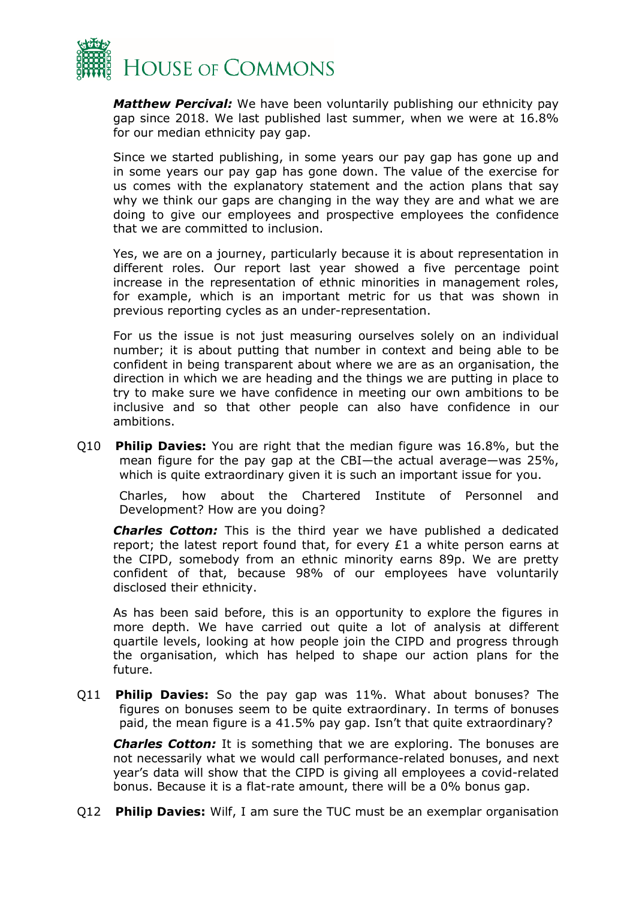***Matthew Percival:*** We have been voluntarily publishing our ethnicity pay gap since 2018. We last published last summer, when we were at 16.8% for our median ethnicity pay gap.

Since we started publishing, in some years our pay gap has gone up and in some years our pay gap has gone down. The value of the exercise for us comes with the explanatory statement and the action plans that say why we think our gaps are changing in the way they are and what we are doing to give our employees and prospective employees the confidence that we are committed to inclusion.

Yes, we are on a journey, particularly because it is about representation in different roles. Our report last year showed a five percentage point increase in the representation of ethnic minorities in management roles, for example, which is an important metric for us that was shown in previous reporting cycles as an under-representation.

For us the issue is not just measuring ourselves solely on an individual number; it is about putting that number in context and being able to be confident in being transparent about where we are as an organisation, the direction in which we are heading and the things we are putting in place to try to make sure we have confidence in meeting our own ambitions to be inclusive and so that other people can also have confidence in our ambitions.

Q10 **Philip Davies:** You are right that the median figure was 16.8%, but the mean figure for the pay gap at the CBI—the actual average—was 25%, which is quite extraordinary given it is such an important issue for you.

Charles, how about the Chartered Institute of Personnel and Development? How are you doing?

***Charles Cotton:*** This is the third year we have published a dedicated report; the latest report found that, for every £1 a white person earns at the CIPD, somebody from an ethnic minority earns 89p. We are pretty confident of that, because 98% of our employees have voluntarily disclosed their ethnicity.

As has been said before, this is an opportunity to explore the figures in more depth. We have carried out quite a lot of analysis at different quartile levels, looking at how people join the CIPD and progress through the organisation, which has helped to shape our action plans for the future.

Q11 **Philip Davies:** So the pay gap was 11%. What about bonuses? The figures on bonuses seem to be quite extraordinary. In terms of bonuses paid, the mean figure is a 41.5% pay gap. Isn't that quite extraordinary?

***Charles Cotton:*** It is something that we are exploring. The bonuses are not necessarily what we would call performance-related bonuses, and next year's data will show that the CIPD is giving all employees a covid-related bonus. Because it is a flat-rate amount, there will be a 0% bonus gap.

Q12 **Philip Davies:** Wilf, I am sure the TUC must be an exemplar organisation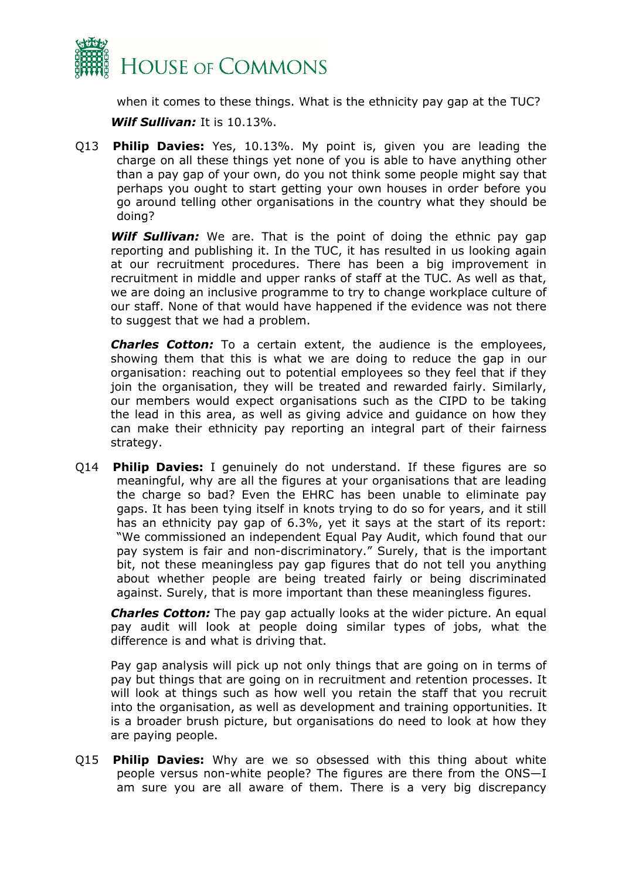when it comes to these things. What is the ethnicity pay gap at the TUC?

***Wilf Sullivan:*** It is 10.13%.

Q13 **Philip Davies:** Yes, 10.13%. My point is, given you are leading the charge on all these things yet none of you is able to have anything other than a pay gap of your own, do you not think some people might say that perhaps you ought to start getting your own houses in order before you go around telling other organisations in the country what they should be doing?

***Wilf Sullivan:*** We are. That is the point of doing the ethnic pay gap reporting and publishing it. In the TUC, it has resulted in us looking again at our recruitment procedures. There has been a big improvement in recruitment in middle and upper ranks of staff at the TUC. As well as that, we are doing an inclusive programme to try to change workplace culture of our staff. None of that would have happened if the evidence was not there to suggest that we had a problem.

***Charles Cotton:*** To a certain extent, the audience is the employees, showing them that this is what we are doing to reduce the gap in our organisation: reaching out to potential employees so they feel that if they join the organisation, they will be treated and rewarded fairly. Similarly, our members would expect organisations such as the CIPD to be taking the lead in this area, as well as giving advice and guidance on how they can make their ethnicity pay reporting an integral part of their fairness strategy.

Q14 **Philip Davies:** I genuinely do not understand. If these figures are so meaningful, why are all the figures at your organisations that are leading the charge so bad? Even the EHRC has been unable to eliminate pay gaps. It has been tying itself in knots trying to do so for years, and it still has an ethnicity pay gap of 6.3%, yet it says at the start of its report: "We commissioned an independent Equal Pay Audit, which found that our pay system is fair and non-discriminatory." Surely, that is the important bit, not these meaningless pay gap figures that do not tell you anything about whether people are being treated fairly or being discriminated against. Surely, that is more important than these meaningless figures.

***Charles Cotton:*** The pay gap actually looks at the wider picture. An equal pay audit will look at people doing similar types of jobs, what the difference is and what is driving that.

Pay gap analysis will pick up not only things that are going on in terms of pay but things that are going on in recruitment and retention processes. It will look at things such as how well you retain the staff that you recruit into the organisation, as well as development and training opportunities. It is a broader brush picture, but organisations do need to look at how they are paying people.

Q15 **Philip Davies:** Why are we so obsessed with this thing about white people versus non-white people? The figures are there from the ONS—I am sure you are all aware of them. There is a very big discrepancy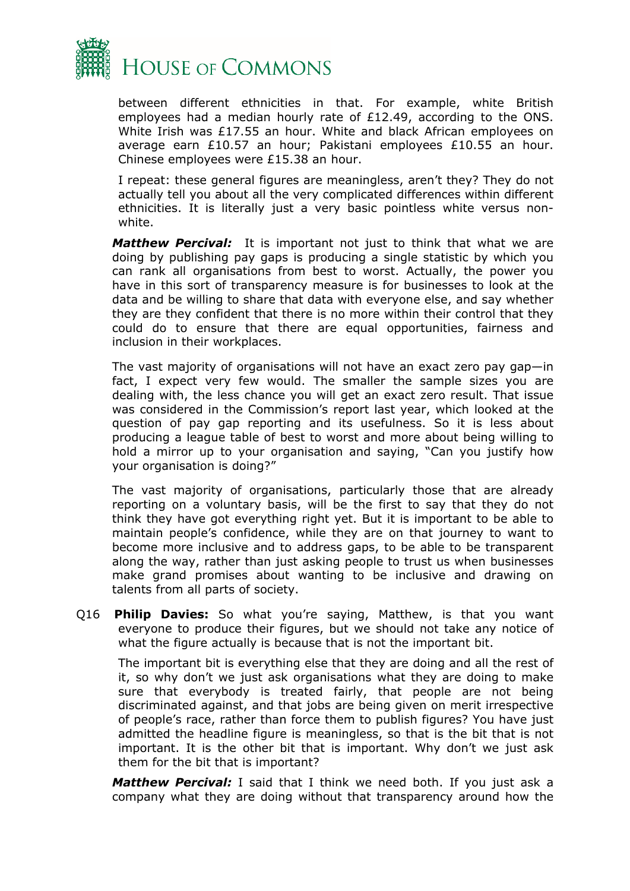between different ethnicities in that. For example, white British employees had a median hourly rate of £12.49, according to the ONS. White Irish was £17.55 an hour. White and black African employees on average earn £10.57 an hour; Pakistani employees £10.55 an hour. Chinese employees were £15.38 an hour.

I repeat: these general figures are meaningless, aren't they? They do not actually tell you about all the very complicated differences within different ethnicities. It is literally just a very basic pointless white versus non-white.

***Matthew Percival:*** It is important not just to think that what we are doing by publishing pay gaps is producing a single statistic by which you can rank all organisations from best to worst. Actually, the power you have in this sort of transparency measure is for businesses to look at the data and be willing to share that data with everyone else, and say whether they are they confident that there is no more within their control that they could do to ensure that there are equal opportunities, fairness and inclusion in their workplaces.

The vast majority of organisations will not have an exact zero pay gap—in fact, I expect very few would. The smaller the sample sizes you are dealing with, the less chance you will get an exact zero result. That issue was considered in the Commission's report last year, which looked at the question of pay gap reporting and its usefulness. So it is less about producing a league table of best to worst and more about being willing to hold a mirror up to your organisation and saying, "Can you justify how your organisation is doing?"

The vast majority of organisations, particularly those that are already reporting on a voluntary basis, will be the first to say that they do not think they have got everything right yet. But it is important to be able to maintain people's confidence, while they are on that journey to want to become more inclusive and to address gaps, to be able to be transparent along the way, rather than just asking people to trust us when businesses make grand promises about wanting to be inclusive and drawing on talents from all parts of society.

Q16 **Philip Davies:** So what you're saying, Matthew, is that you want everyone to produce their figures, but we should not take any notice of what the figure actually is because that is not the important bit.

The important bit is everything else that they are doing and all the rest of it, so why don't we just ask organisations what they are doing to make sure that everybody is treated fairly, that people are not being discriminated against, and that jobs are being given on merit irrespective of people's race, rather than force them to publish figures? You have just admitted the headline figure is meaningless, so that is the bit that is not important. It is the other bit that is important. Why don't we just ask them for the bit that is important?

***Matthew Percival:*** I said that I think we need both. If you just ask a company what they are doing without that transparency around how the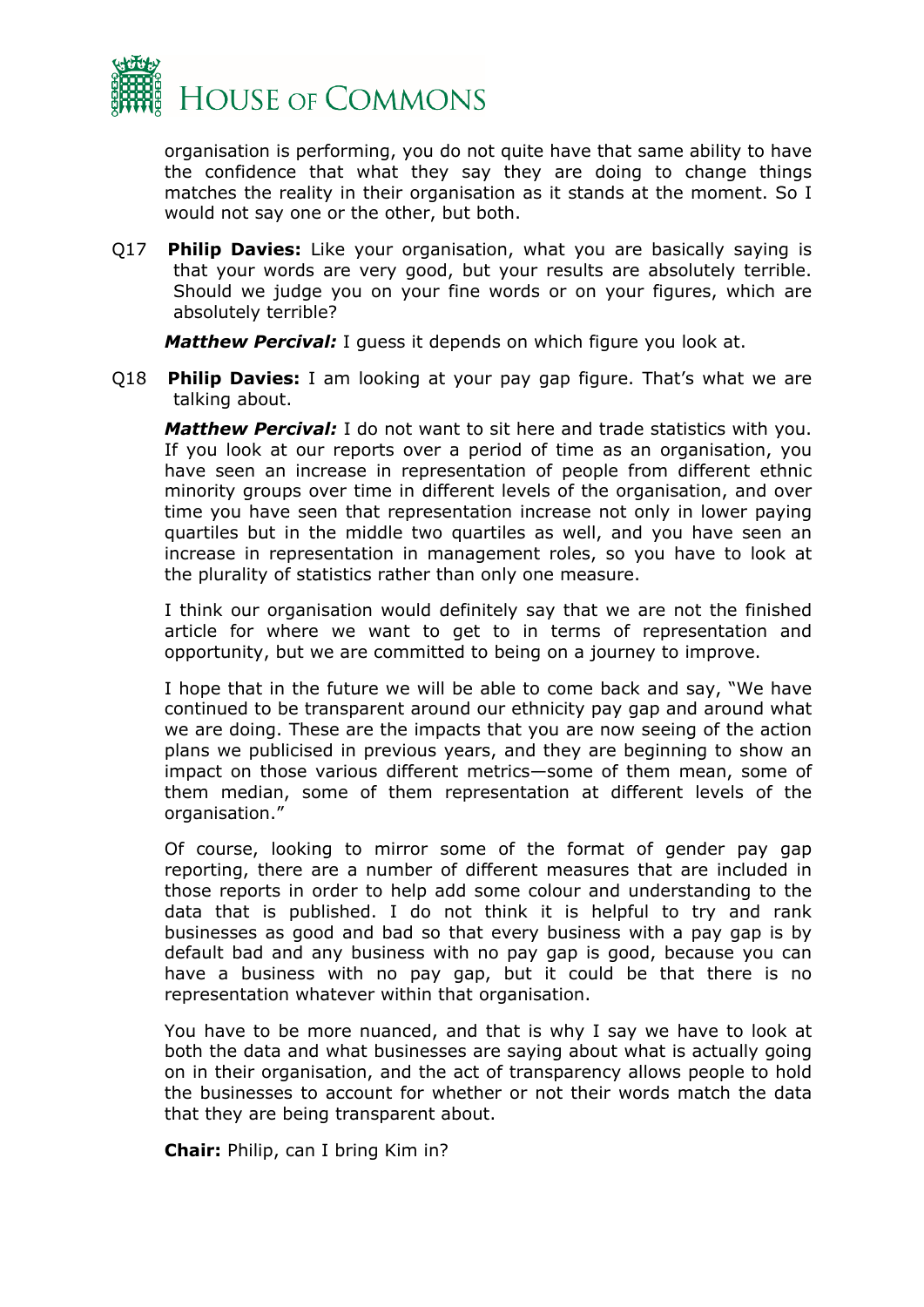organisation is performing, you do not quite have that same ability to have the confidence that what they say they are doing to change things matches the reality in their organisation as it stands at the moment. So I would not say one or the other, but both.

Q17 **Philip Davies:** Like your organisation, what you are basically saying is that your words are very good, but your results are absolutely terrible. Should we judge you on your fine words or on your figures, which are absolutely terrible?

***Matthew Percival:*** I guess it depends on which figure you look at.

Q18 **Philip Davies:** I am looking at your pay gap figure. That's what we are talking about.

***Matthew Percival:*** I do not want to sit here and trade statistics with you. If you look at our reports over a period of time as an organisation, you have seen an increase in representation of people from different ethnic minority groups over time in different levels of the organisation, and over time you have seen that representation increase not only in lower paying quartiles but in the middle two quartiles as well, and you have seen an increase in representation in management roles, so you have to look at the plurality of statistics rather than only one measure.

I think our organisation would definitely say that we are not the finished article for where we want to get to in terms of representation and opportunity, but we are committed to being on a journey to improve.

I hope that in the future we will be able to come back and say, "We have continued to be transparent around our ethnicity pay gap and around what we are doing. These are the impacts that you are now seeing of the action plans we publicised in previous years, and they are beginning to show an impact on those various different metrics—some of them mean, some of them median, some of them representation at different levels of the organisation."

Of course, looking to mirror some of the format of gender pay gap reporting, there are a number of different measures that are included in those reports in order to help add some colour and understanding to the data that is published. I do not think it is helpful to try and rank businesses as good and bad so that every business with a pay gap is by default bad and any business with no pay gap is good, because you can have a business with no pay gap, but it could be that there is no representation whatever within that organisation.

You have to be more nuanced, and that is why I say we have to look at both the data and what businesses are saying about what is actually going on in their organisation, and the act of transparency allows people to hold the businesses to account for whether or not their words match the data that they are being transparent about.

**Chair:** Philip, can I bring Kim in?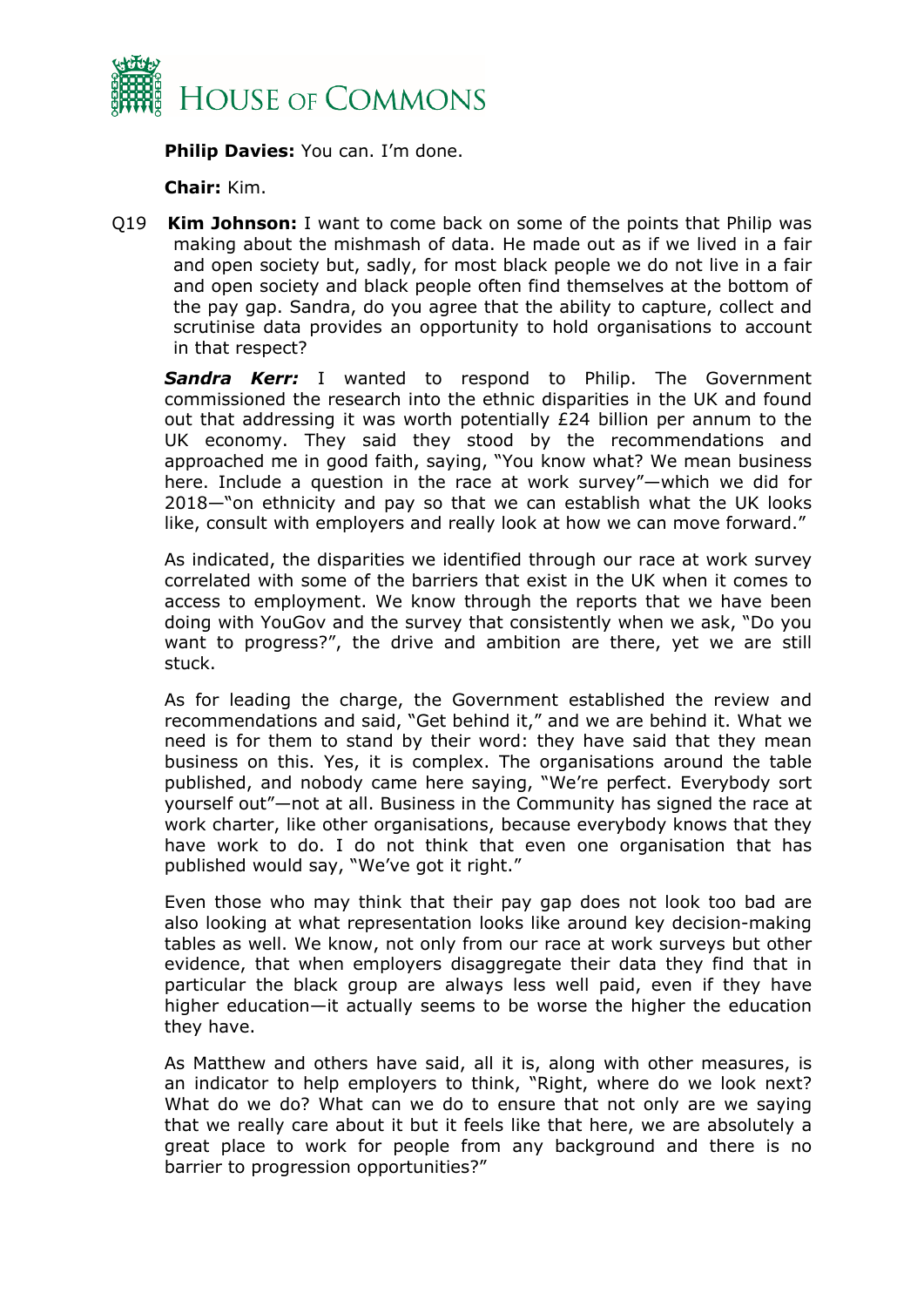**Philip Davies:** You can. I'm done.

**Chair:** Kim.

Q19 **Kim Johnson:** I want to come back on some of the points that Philip was making about the mishmash of data. He made out as if we lived in a fair and open society but, sadly, for most black people we do not live in a fair and open society and black people often find themselves at the bottom of the pay gap. Sandra, do you agree that the ability to capture, collect and scrutinise data provides an opportunity to hold organisations to account in that respect?

***Sandra Kerr:*** I wanted to respond to Philip. The Government commissioned the research into the ethnic disparities in the UK and found out that addressing it was worth potentially £24 billion per annum to the UK economy. They said they stood by the recommendations and approached me in good faith, saying, "You know what? We mean business here. Include a question in the race at work survey"—which we did for 2018—"on ethnicity and pay so that we can establish what the UK looks like, consult with employers and really look at how we can move forward."

As indicated, the disparities we identified through our race at work survey correlated with some of the barriers that exist in the UK when it comes to access to employment. We know through the reports that we have been doing with YouGov and the survey that consistently when we ask, "Do you want to progress?", the drive and ambition are there, yet we are still stuck.

As for leading the charge, the Government established the review and recommendations and said, "Get behind it," and we are behind it. What we need is for them to stand by their word: they have said that they mean business on this. Yes, it is complex. The organisations around the table published, and nobody came here saying, "We're perfect. Everybody sort yourself out"—not at all. Business in the Community has signed the race at work charter, like other organisations, because everybody knows that they have work to do. I do not think that even one organisation that has published would say, "We've got it right."

Even those who may think that their pay gap does not look too bad are also looking at what representation looks like around key decision-making tables as well. We know, not only from our race at work surveys but other evidence, that when employers disaggregate their data they find that in particular the black group are always less well paid, even if they have higher education—it actually seems to be worse the higher the education they have.

As Matthew and others have said, all it is, along with other measures, is an indicator to help employers to think, "Right, where do we look next? What do we do? What can we do to ensure that not only are we saying that we really care about it but it feels like that here, we are absolutely a great place to work for people from any background and there is no barrier to progression opportunities?"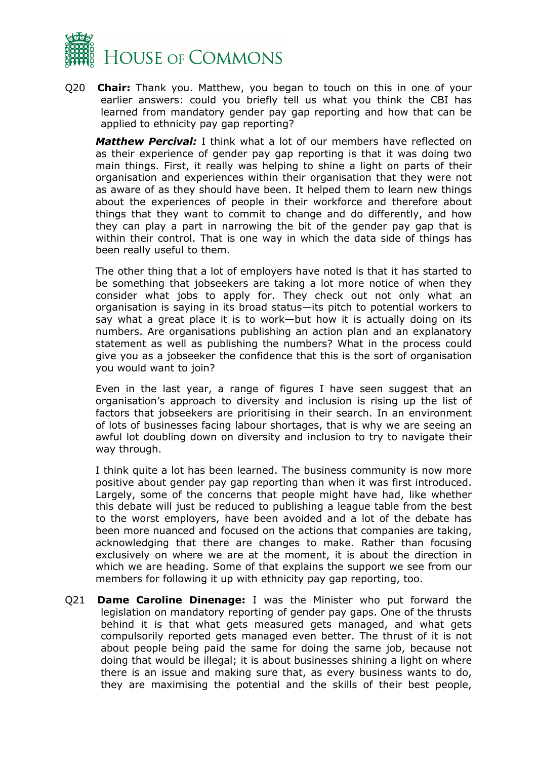Q20 **Chair:** Thank you. Matthew, you began to touch on this in one of your earlier answers: could you briefly tell us what you think the CBI has learned from mandatory gender pay gap reporting and how that can be applied to ethnicity pay gap reporting?

***Matthew Percival:*** I think what a lot of our members have reflected on as their experience of gender pay gap reporting is that it was doing two main things. First, it really was helping to shine a light on parts of their organisation and experiences within their organisation that they were not as aware of as they should have been. It helped them to learn new things about the experiences of people in their workforce and therefore about things that they want to commit to change and do differently, and how they can play a part in narrowing the bit of the gender pay gap that is within their control. That is one way in which the data side of things has been really useful to them.

The other thing that a lot of employers have noted is that it has started to be something that jobseekers are taking a lot more notice of when they consider what jobs to apply for. They check out not only what an organisation is saying in its broad status—its pitch to potential workers to say what a great place it is to work—but how it is actually doing on its numbers. Are organisations publishing an action plan and an explanatory statement as well as publishing the numbers? What in the process could give you as a jobseeker the confidence that this is the sort of organisation you would want to join?

Even in the last year, a range of figures I have seen suggest that an organisation's approach to diversity and inclusion is rising up the list of factors that jobseekers are prioritising in their search. In an environment of lots of businesses facing labour shortages, that is why we are seeing an awful lot doubling down on diversity and inclusion to try to navigate their way through.

I think quite a lot has been learned. The business community is now more positive about gender pay gap reporting than when it was first introduced. Largely, some of the concerns that people might have had, like whether this debate will just be reduced to publishing a league table from the best to the worst employers, have been avoided and a lot of the debate has been more nuanced and focused on the actions that companies are taking, acknowledging that there are changes to make. Rather than focusing exclusively on where we are at the moment, it is about the direction in which we are heading. Some of that explains the support we see from our members for following it up with ethnicity pay gap reporting, too.

Q21 **Dame Caroline Dinenage:** I was the Minister who put forward the legislation on mandatory reporting of gender pay gaps. One of the thrusts behind it is that what gets measured gets managed, and what gets compulsorily reported gets managed even better. The thrust of it is not about people being paid the same for doing the same job, because not doing that would be illegal; it is about businesses shining a light on where there is an issue and making sure that, as every business wants to do, they are maximising the potential and the skills of their best people,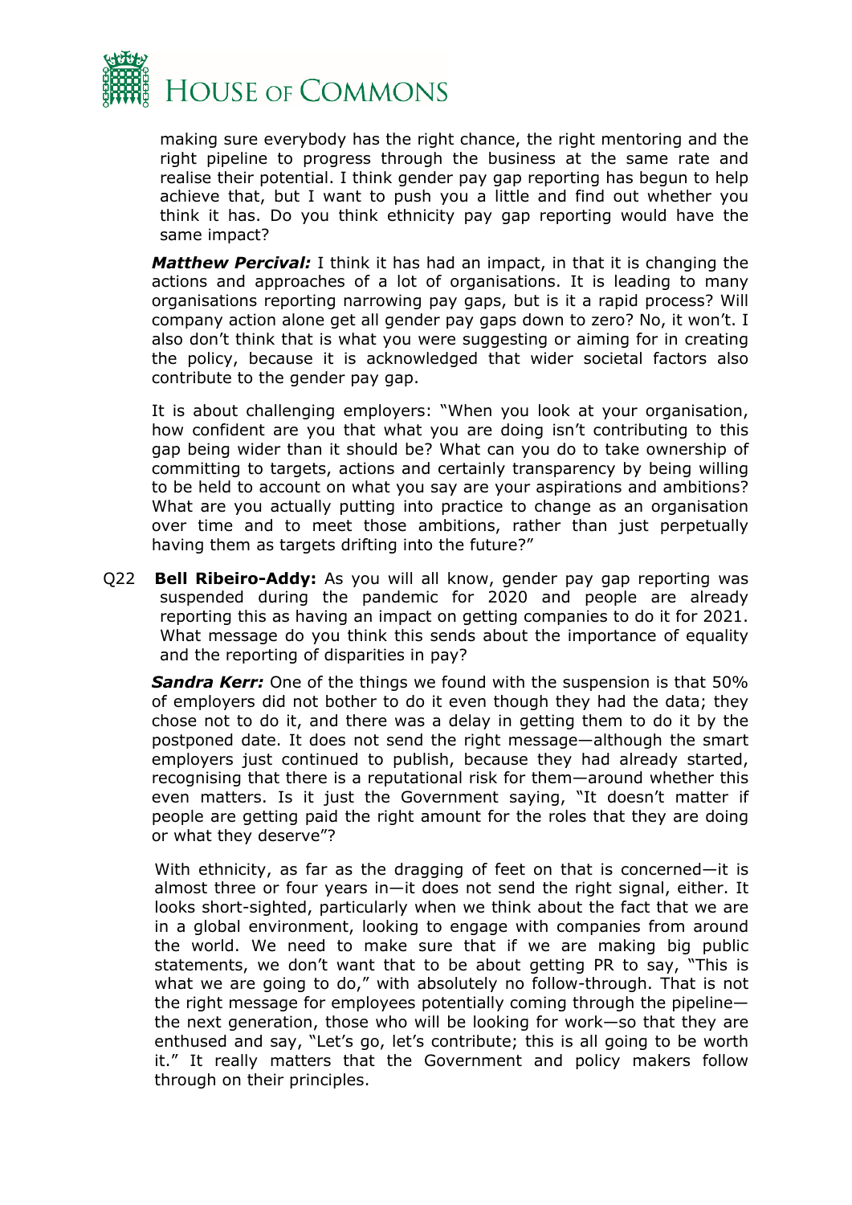making sure everybody has the right chance, the right mentoring and the right pipeline to progress through the business at the same rate and realise their potential. I think gender pay gap reporting has begun to help achieve that, but I want to push you a little and find out whether you think it has. Do you think ethnicity pay gap reporting would have the same impact?

***Matthew Percival:*** I think it has had an impact, in that it is changing the actions and approaches of a lot of organisations. It is leading to many organisations reporting narrowing pay gaps, but is it a rapid process? Will company action alone get all gender pay gaps down to zero? No, it won't. I also don't think that is what you were suggesting or aiming for in creating the policy, because it is acknowledged that wider societal factors also contribute to the gender pay gap.

It is about challenging employers: "When you look at your organisation, how confident are you that what you are doing isn't contributing to this gap being wider than it should be? What can you do to take ownership of committing to targets, actions and certainly transparency by being willing to be held to account on what you say are your aspirations and ambitions? What are you actually putting into practice to change as an organisation over time and to meet those ambitions, rather than just perpetually having them as targets drifting into the future?"

Q22 **Bell Ribeiro-Addy:** As you will all know, gender pay gap reporting was suspended during the pandemic for 2020 and people are already reporting this as having an impact on getting companies to do it for 2021. What message do you think this sends about the importance of equality and the reporting of disparities in pay?

***Sandra Kerr:*** One of the things we found with the suspension is that 50% of employers did not bother to do it even though they had the data; they chose not to do it, and there was a delay in getting them to do it by the postponed date. It does not send the right message—although the smart employers just continued to publish, because they had already started, recognising that there is a reputational risk for them—around whether this even matters. Is it just the Government saying, "It doesn't matter if people are getting paid the right amount for the roles that they are doing or what they deserve"?

With ethnicity, as far as the dragging of feet on that is concerned—it is almost three or four years in—it does not send the right signal, either. It looks short-sighted, particularly when we think about the fact that we are in a global environment, looking to engage with companies from around the world. We need to make sure that if we are making big public statements, we don't want that to be about getting PR to say, "This is what we are going to do," with absolutely no follow-through. That is not the right message for employees potentially coming through the pipeline—the next generation, those who will be looking for work—so that they are enthused and say, "Let's go, let's contribute; this is all going to be worth it." It really matters that the Government and policy makers follow through on their principles.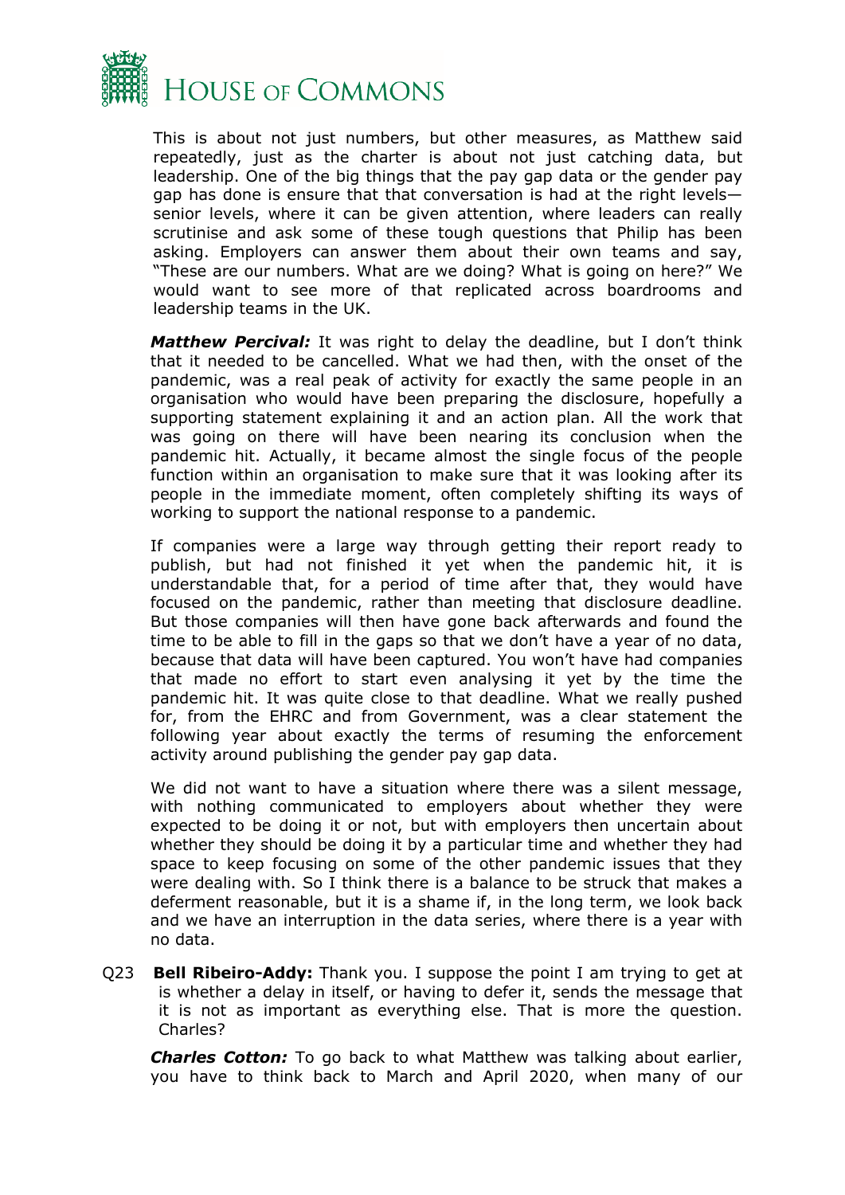This is about not just numbers, but other measures, as Matthew said repeatedly, just as the charter is about not just catching data, but leadership. One of the big things that the pay gap data or the gender pay gap has done is ensure that that conversation is had at the right levels—senior levels, where it can be given attention, where leaders can really scrutinise and ask some of these tough questions that Philip has been asking. Employers can answer them about their own teams and say, "These are our numbers. What are we doing? What is going on here?" We would want to see more of that replicated across boardrooms and leadership teams in the UK.

***Matthew Percival:*** It was right to delay the deadline, but I don't think that it needed to be cancelled. What we had then, with the onset of the pandemic, was a real peak of activity for exactly the same people in an organisation who would have been preparing the disclosure, hopefully a supporting statement explaining it and an action plan. All the work that was going on there will have been nearing its conclusion when the pandemic hit. Actually, it became almost the single focus of the people function within an organisation to make sure that it was looking after its people in the immediate moment, often completely shifting its ways of working to support the national response to a pandemic.

If companies were a large way through getting their report ready to publish, but had not finished it yet when the pandemic hit, it is understandable that, for a period of time after that, they would have focused on the pandemic, rather than meeting that disclosure deadline. But those companies will then have gone back afterwards and found the time to be able to fill in the gaps so that we don't have a year of no data, because that data will have been captured. You won't have had companies that made no effort to start even analysing it yet by the time the pandemic hit. It was quite close to that deadline. What we really pushed for, from the EHRC and from Government, was a clear statement the following year about exactly the terms of resuming the enforcement activity around publishing the gender pay gap data.

We did not want to have a situation where there was a silent message, with nothing communicated to employers about whether they were expected to be doing it or not, but with employers then uncertain about whether they should be doing it by a particular time and whether they had space to keep focusing on some of the other pandemic issues that they were dealing with. So I think there is a balance to be struck that makes a deferment reasonable, but it is a shame if, in the long term, we look back and we have an interruption in the data series, where there is a year with no data.

Q23 **Bell Ribeiro-Addy:** Thank you. I suppose the point I am trying to get at is whether a delay in itself, or having to defer it, sends the message that it is not as important as everything else. That is more the question. Charles?

***Charles Cotton:*** To go back to what Matthew was talking about earlier, you have to think back to March and April 2020, when many of our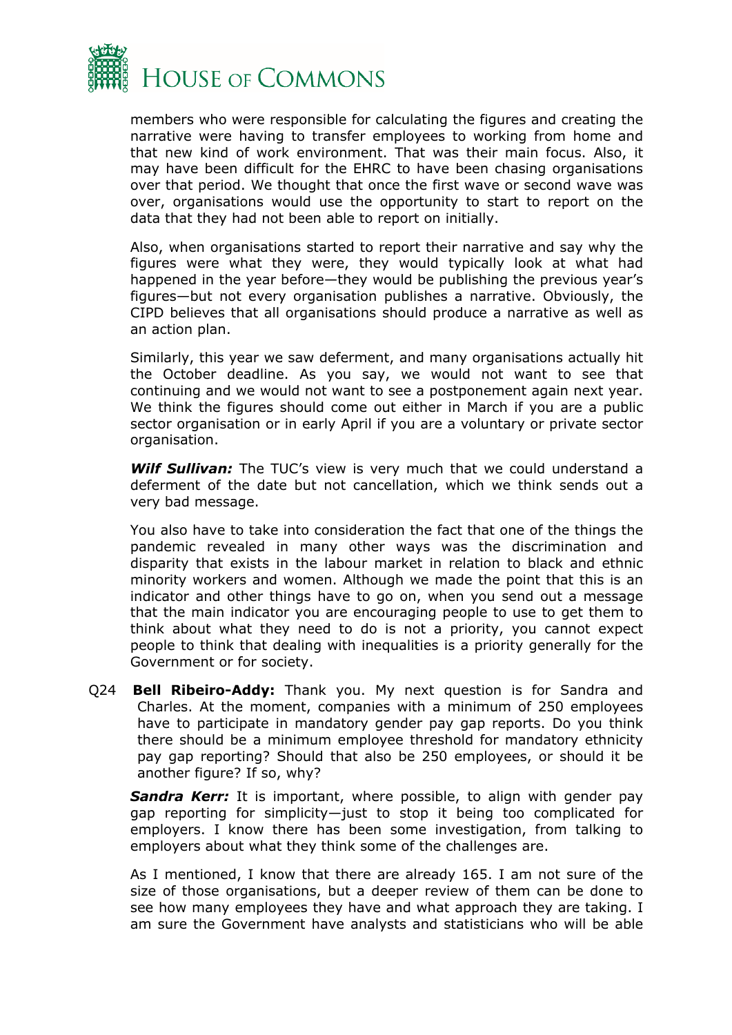members who were responsible for calculating the figures and creating the narrative were having to transfer employees to working from home and that new kind of work environment. That was their main focus. Also, it may have been difficult for the EHRC to have been chasing organisations over that period. We thought that once the first wave or second wave was over, organisations would use the opportunity to start to report on the data that they had not been able to report on initially.

Also, when organisations started to report their narrative and say why the figures were what they were, they would typically look at what had happened in the year before—they would be publishing the previous year's figures—but not every organisation publishes a narrative. Obviously, the CIPD believes that all organisations should produce a narrative as well as an action plan.

Similarly, this year we saw deferment, and many organisations actually hit the October deadline. As you say, we would not want to see that continuing and we would not want to see a postponement again next year. We think the figures should come out either in March if you are a public sector organisation or in early April if you are a voluntary or private sector organisation.

***Wilf Sullivan:*** The TUC's view is very much that we could understand a deferment of the date but not cancellation, which we think sends out a very bad message.

You also have to take into consideration the fact that one of the things the pandemic revealed in many other ways was the discrimination and disparity that exists in the labour market in relation to black and ethnic minority workers and women. Although we made the point that this is an indicator and other things have to go on, when you send out a message that the main indicator you are encouraging people to use to get them to think about what they need to do is not a priority, you cannot expect people to think that dealing with inequalities is a priority generally for the Government or for society.

Q24 **Bell Ribeiro-Addy:** Thank you. My next question is for Sandra and Charles. At the moment, companies with a minimum of 250 employees have to participate in mandatory gender pay gap reports. Do you think there should be a minimum employee threshold for mandatory ethnicity pay gap reporting? Should that also be 250 employees, or should it be another figure? If so, why?

***Sandra Kerr:*** It is important, where possible, to align with gender pay gap reporting for simplicity—just to stop it being too complicated for employers. I know there has been some investigation, from talking to employers about what they think some of the challenges are.

As I mentioned, I know that there are already 165. I am not sure of the size of those organisations, but a deeper review of them can be done to see how many employees they have and what approach they are taking. I am sure the Government have analysts and statisticians who will be able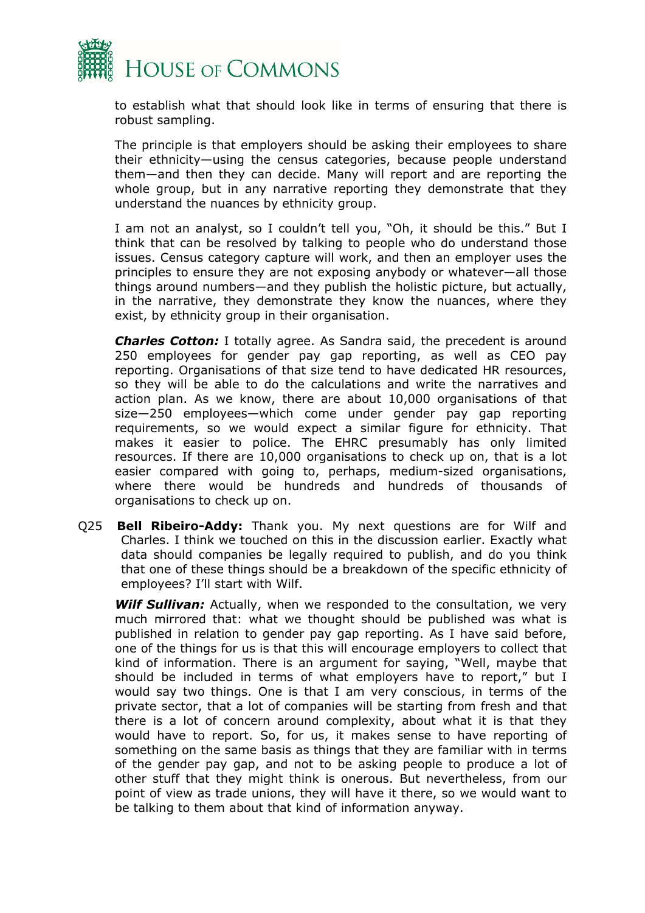to establish what that should look like in terms of ensuring that there is robust sampling.

The principle is that employers should be asking their employees to share their ethnicity—using the census categories, because people understand them—and then they can decide. Many will report and are reporting the whole group, but in any narrative reporting they demonstrate that they understand the nuances by ethnicity group.

I am not an analyst, so I couldn't tell you, "Oh, it should be this." But I think that can be resolved by talking to people who do understand those issues. Census category capture will work, and then an employer uses the principles to ensure they are not exposing anybody or whatever—all those things around numbers—and they publish the holistic picture, but actually, in the narrative, they demonstrate they know the nuances, where they exist, by ethnicity group in their organisation.

***Charles Cotton:*** I totally agree. As Sandra said, the precedent is around 250 employees for gender pay gap reporting, as well as CEO pay reporting. Organisations of that size tend to have dedicated HR resources, so they will be able to do the calculations and write the narratives and action plan. As we know, there are about 10,000 organisations of that size—250 employees—which come under gender pay gap reporting requirements, so we would expect a similar figure for ethnicity. That makes it easier to police. The EHRC presumably has only limited resources. If there are 10,000 organisations to check up on, that is a lot easier compared with going to, perhaps, medium-sized organisations, where there would be hundreds and hundreds of thousands of organisations to check up on.

Q25 **Bell Ribeiro-Addy:** Thank you. My next questions are for Wilf and Charles. I think we touched on this in the discussion earlier. Exactly what data should companies be legally required to publish, and do you think that one of these things should be a breakdown of the specific ethnicity of employees? I'll start with Wilf.

***Wilf Sullivan:*** Actually, when we responded to the consultation, we very much mirrored that: what we thought should be published was what is published in relation to gender pay gap reporting. As I have said before, one of the things for us is that this will encourage employers to collect that kind of information. There is an argument for saying, "Well, maybe that should be included in terms of what employers have to report," but I would say two things. One is that I am very conscious, in terms of the private sector, that a lot of companies will be starting from fresh and that there is a lot of concern around complexity, about what it is that they would have to report. So, for us, it makes sense to have reporting of something on the same basis as things that they are familiar with in terms of the gender pay gap, and not to be asking people to produce a lot of other stuff that they might think is onerous. But nevertheless, from our point of view as trade unions, they will have it there, so we would want to be talking to them about that kind of information anyway.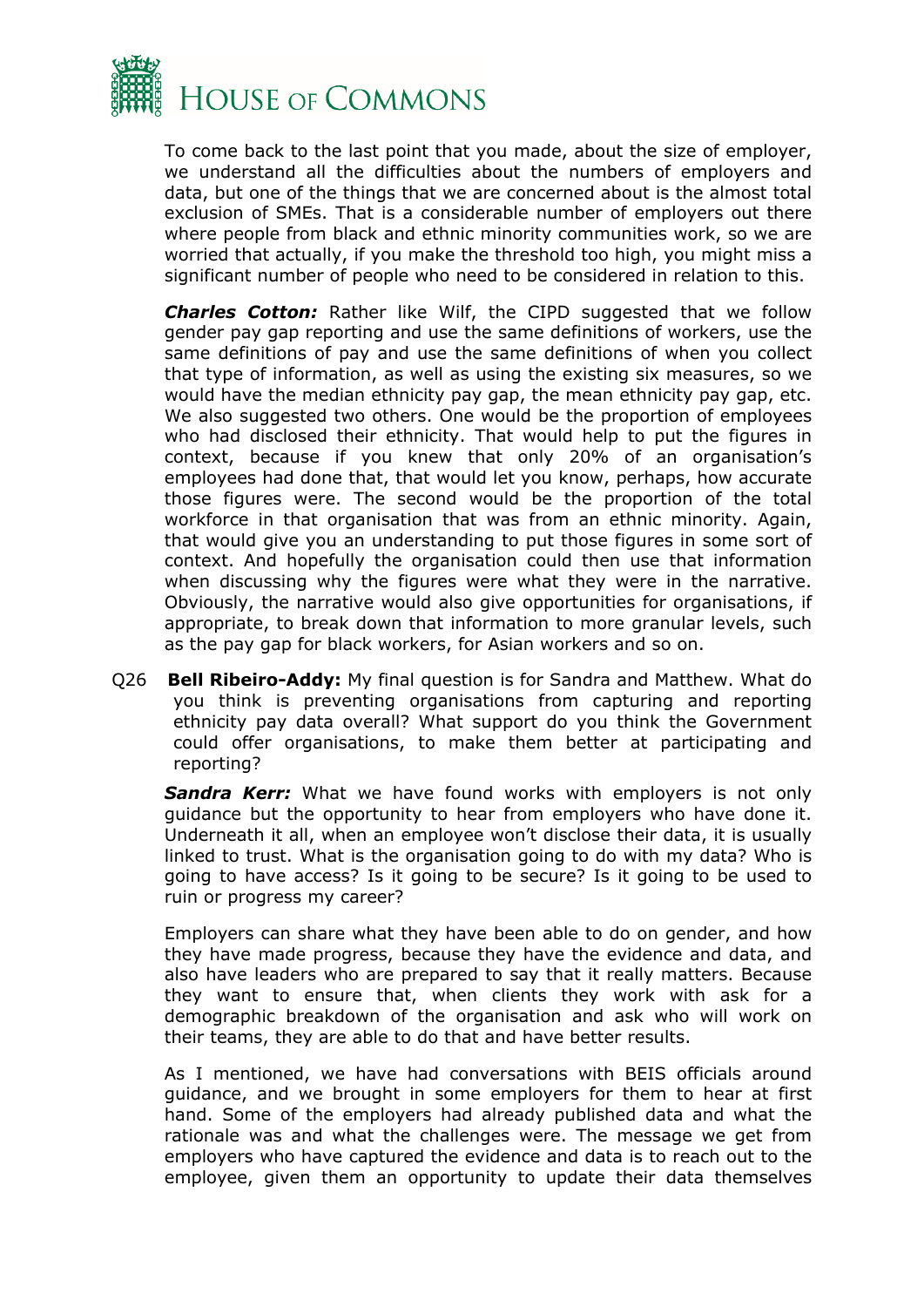To come back to the last point that you made, about the size of employer, we understand all the difficulties about the numbers of employers and data, but one of the things that we are concerned about is the almost total exclusion of SMEs. That is a considerable number of employers out there where people from black and ethnic minority communities work, so we are worried that actually, if you make the threshold too high, you might miss a significant number of people who need to be considered in relation to this.

***Charles Cotton:*** Rather like Wilf, the CIPD suggested that we follow gender pay gap reporting and use the same definitions of workers, use the same definitions of pay and use the same definitions of when you collect that type of information, as well as using the existing six measures, so we would have the median ethnicity pay gap, the mean ethnicity pay gap, etc. We also suggested two others. One would be the proportion of employees who had disclosed their ethnicity. That would help to put the figures in context, because if you knew that only 20% of an organisation's employees had done that, that would let you know, perhaps, how accurate those figures were. The second would be the proportion of the total workforce in that organisation that was from an ethnic minority. Again, that would give you an understanding to put those figures in some sort of context. And hopefully the organisation could then use that information when discussing why the figures were what they were in the narrative. Obviously, the narrative would also give opportunities for organisations, if appropriate, to break down that information to more granular levels, such as the pay gap for black workers, for Asian workers and so on.

Q26 **Bell Ribeiro-Addy:** My final question is for Sandra and Matthew. What do you think is preventing organisations from capturing and reporting ethnicity pay data overall? What support do you think the Government could offer organisations, to make them better at participating and reporting?

***Sandra Kerr:*** What we have found works with employers is not only guidance but the opportunity to hear from employers who have done it. Underneath it all, when an employee won't disclose their data, it is usually linked to trust. What is the organisation going to do with my data? Who is going to have access? Is it going to be secure? Is it going to be used to ruin or progress my career?

Employers can share what they have been able to do on gender, and how they have made progress, because they have the evidence and data, and also have leaders who are prepared to say that it really matters. Because they want to ensure that, when clients they work with ask for a demographic breakdown of the organisation and ask who will work on their teams, they are able to do that and have better results.

As I mentioned, we have had conversations with BEIS officials around guidance, and we brought in some employers for them to hear at first hand. Some of the employers had already published data and what the rationale was and what the challenges were. The message we get from employers who have captured the evidence and data is to reach out to the employee, given them an opportunity to update their data themselves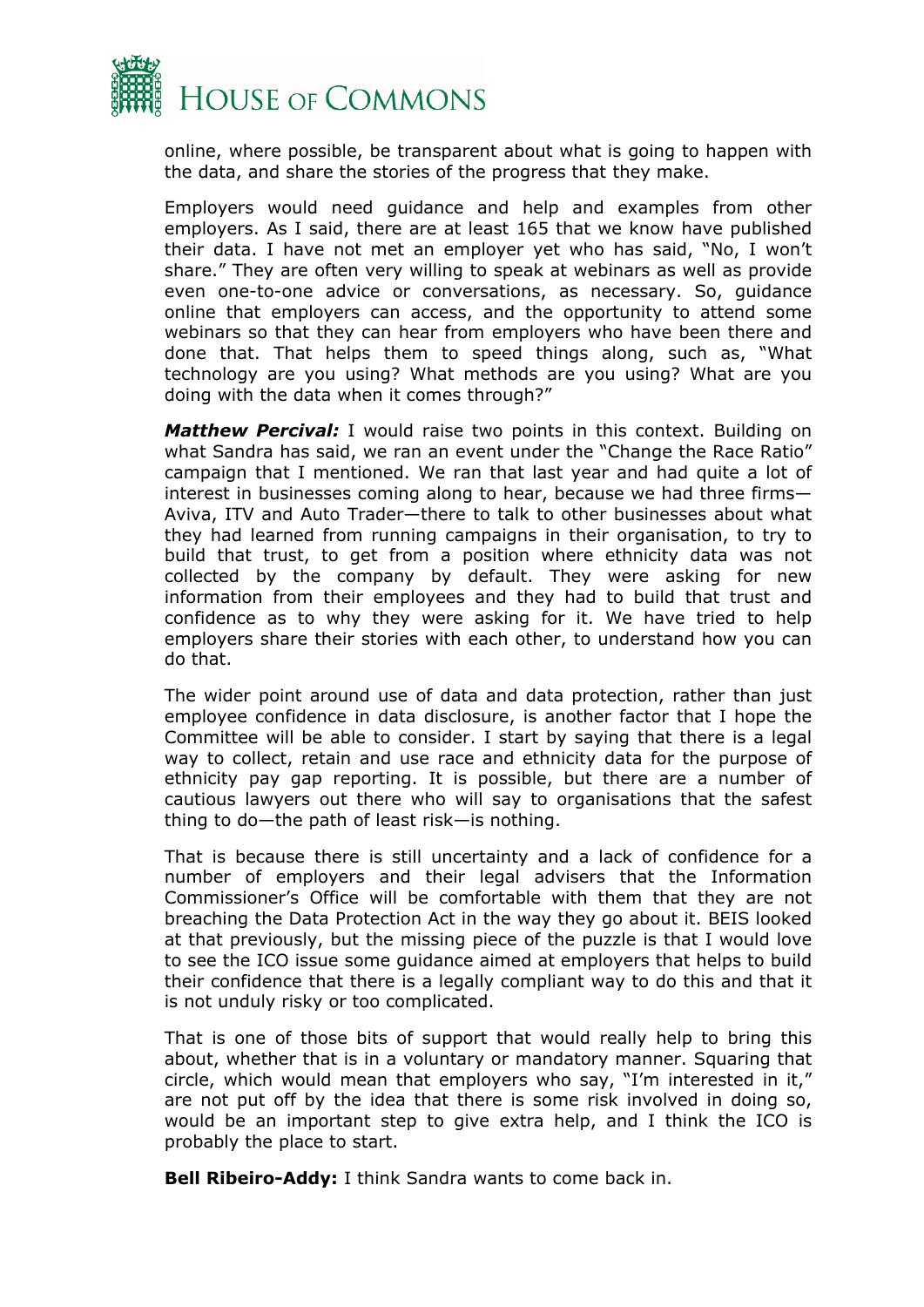online, where possible, be transparent about what is going to happen with the data, and share the stories of the progress that they make.

Employers would need guidance and help and examples from other employers. As I said, there are at least 165 that we know have published their data. I have not met an employer yet who has said, "No, I won't share." They are often very willing to speak at webinars as well as provide even one-to-one advice or conversations, as necessary. So, guidance online that employers can access, and the opportunity to attend some webinars so that they can hear from employers who have been there and done that. That helps them to speed things along, such as, "What technology are you using? What methods are you using? What are you doing with the data when it comes through?"

***Matthew Percival:*** I would raise two points in this context. Building on what Sandra has said, we ran an event under the "Change the Race Ratio" campaign that I mentioned. We ran that last year and had quite a lot of interest in businesses coming along to hear, because we had three firms—Aviva, ITV and Auto Trader—there to talk to other businesses about what they had learned from running campaigns in their organisation, to try to build that trust, to get from a position where ethnicity data was not collected by the company by default. They were asking for new information from their employees and they had to build that trust and confidence as to why they were asking for it. We have tried to help employers share their stories with each other, to understand how you can do that.

The wider point around use of data and data protection, rather than just employee confidence in data disclosure, is another factor that I hope the Committee will be able to consider. I start by saying that there is a legal way to collect, retain and use race and ethnicity data for the purpose of ethnicity pay gap reporting. It is possible, but there are a number of cautious lawyers out there who will say to organisations that the safest thing to do—the path of least risk—is nothing.

That is because there is still uncertainty and a lack of confidence for a number of employers and their legal advisers that the Information Commissioner's Office will be comfortable with them that they are not breaching the Data Protection Act in the way they go about it. BEIS looked at that previously, but the missing piece of the puzzle is that I would love to see the ICO issue some guidance aimed at employers that helps to build their confidence that there is a legally compliant way to do this and that it is not unduly risky or too complicated.

That is one of those bits of support that would really help to bring this about, whether that is in a voluntary or mandatory manner. Squaring that circle, which would mean that employers who say, "I'm interested in it," are not put off by the idea that there is some risk involved in doing so, would be an important step to give extra help, and I think the ICO is probably the place to start.

**Bell Ribeiro-Addy:** I think Sandra wants to come back in.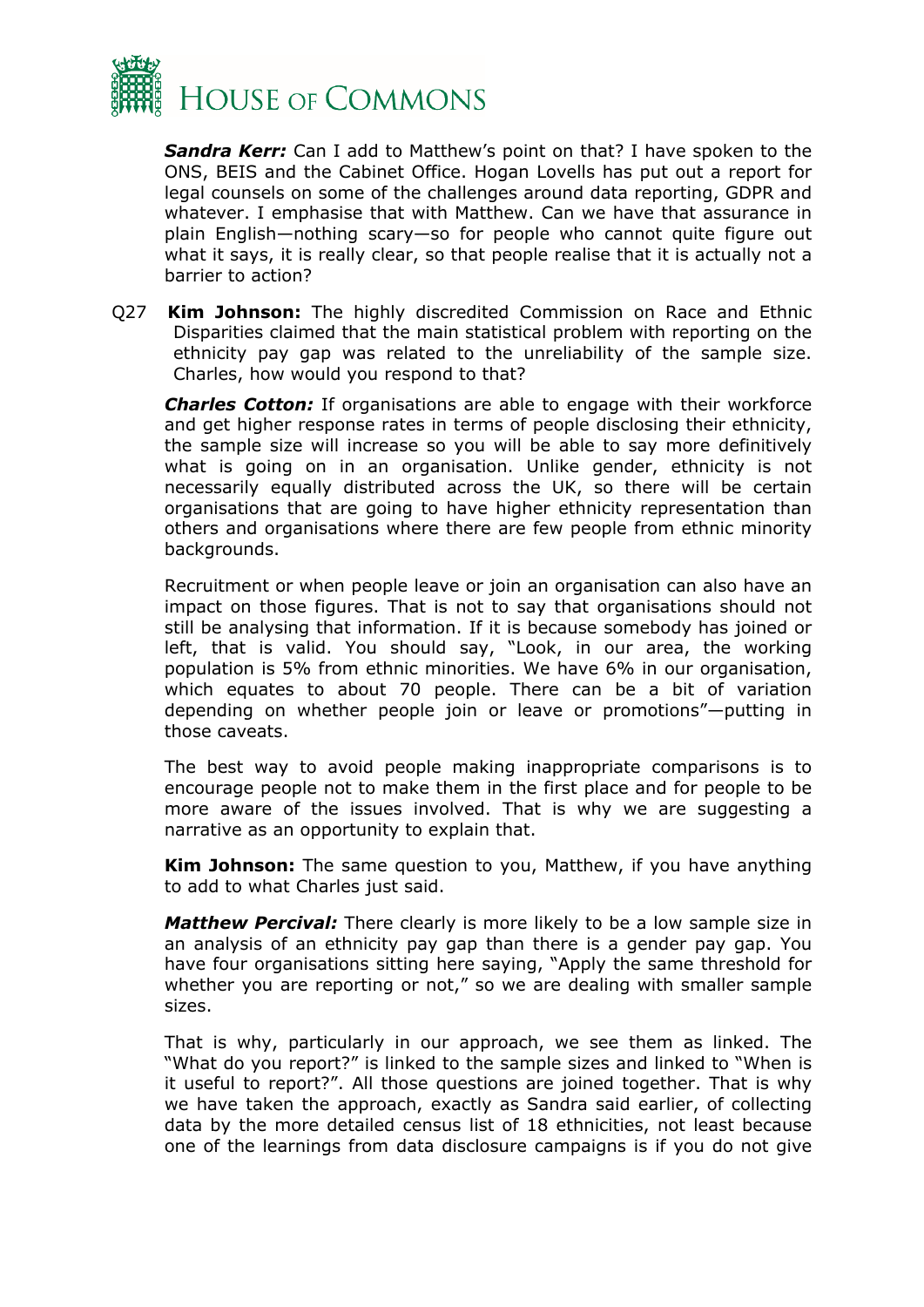***Sandra Kerr:*** Can I add to Matthew's point on that? I have spoken to the ONS, BEIS and the Cabinet Office. Hogan Lovells has put out a report for legal counsels on some of the challenges around data reporting, GDPR and whatever. I emphasise that with Matthew. Can we have that assurance in plain English—nothing scary—so for people who cannot quite figure out what it says, it is really clear, so that people realise that it is actually not a barrier to action?

Q27 **Kim Johnson:** The highly discredited Commission on Race and Ethnic Disparities claimed that the main statistical problem with reporting on the ethnicity pay gap was related to the unreliability of the sample size. Charles, how would you respond to that?

***Charles Cotton:*** If organisations are able to engage with their workforce and get higher response rates in terms of people disclosing their ethnicity, the sample size will increase so you will be able to say more definitively what is going on in an organisation. Unlike gender, ethnicity is not necessarily equally distributed across the UK, so there will be certain organisations that are going to have higher ethnicity representation than others and organisations where there are few people from ethnic minority backgrounds.

Recruitment or when people leave or join an organisation can also have an impact on those figures. That is not to say that organisations should not still be analysing that information. If it is because somebody has joined or left, that is valid. You should say, "Look, in our area, the working population is 5% from ethnic minorities. We have 6% in our organisation, which equates to about 70 people. There can be a bit of variation depending on whether people join or leave or promotions"—putting in those caveats.

The best way to avoid people making inappropriate comparisons is to encourage people not to make them in the first place and for people to be more aware of the issues involved. That is why we are suggesting a narrative as an opportunity to explain that.

**Kim Johnson:** The same question to you, Matthew, if you have anything to add to what Charles just said.

***Matthew Percival:*** There clearly is more likely to be a low sample size in an analysis of an ethnicity pay gap than there is a gender pay gap. You have four organisations sitting here saying, "Apply the same threshold for whether you are reporting or not," so we are dealing with smaller sample sizes.

That is why, particularly in our approach, we see them as linked. The "What do you report?" is linked to the sample sizes and linked to "When is it useful to report?". All those questions are joined together. That is why we have taken the approach, exactly as Sandra said earlier, of collecting data by the more detailed census list of 18 ethnicities, not least because one of the learnings from data disclosure campaigns is if you do not give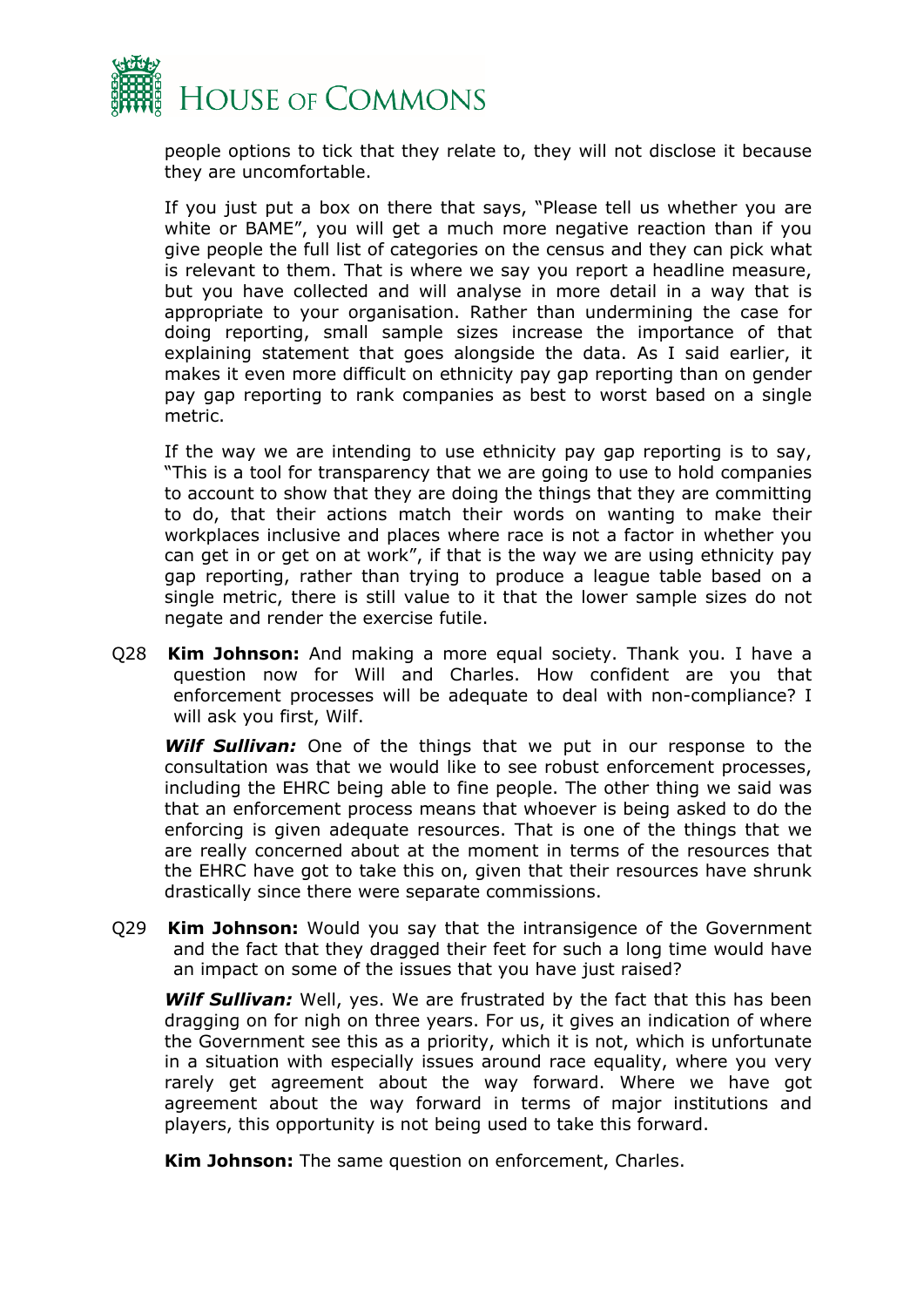people options to tick that they relate to, they will not disclose it because they are uncomfortable.

If you just put a box on there that says, "Please tell us whether you are white or BAME", you will get a much more negative reaction than if you give people the full list of categories on the census and they can pick what is relevant to them. That is where we say you report a headline measure, but you have collected and will analyse in more detail in a way that is appropriate to your organisation. Rather than undermining the case for doing reporting, small sample sizes increase the importance of that explaining statement that goes alongside the data. As I said earlier, it makes it even more difficult on ethnicity pay gap reporting than on gender pay gap reporting to rank companies as best to worst based on a single metric.

If the way we are intending to use ethnicity pay gap reporting is to say, "This is a tool for transparency that we are going to use to hold companies to account to show that they are doing the things that they are committing to do, that their actions match their words on wanting to make their workplaces inclusive and places where race is not a factor in whether you can get in or get on at work", if that is the way we are using ethnicity pay gap reporting, rather than trying to produce a league table based on a single metric, there is still value to it that the lower sample sizes do not negate and render the exercise futile.

Q28 **Kim Johnson:** And making a more equal society. Thank you. I have a question now for Will and Charles. How confident are you that enforcement processes will be adequate to deal with non-compliance? I will ask you first, Wilf.

***Wilf Sullivan:*** One of the things that we put in our response to the consultation was that we would like to see robust enforcement processes, including the EHRC being able to fine people. The other thing we said was that an enforcement process means that whoever is being asked to do the enforcing is given adequate resources. That is one of the things that we are really concerned about at the moment in terms of the resources that the EHRC have got to take this on, given that their resources have shrunk drastically since there were separate commissions.

Q29 **Kim Johnson:** Would you say that the intransigence of the Government and the fact that they dragged their feet for such a long time would have an impact on some of the issues that you have just raised?

***Wilf Sullivan:*** Well, yes. We are frustrated by the fact that this has been dragging on for nigh on three years. For us, it gives an indication of where the Government see this as a priority, which it is not, which is unfortunate in a situation with especially issues around race equality, where you very rarely get agreement about the way forward. Where we have got agreement about the way forward in terms of major institutions and players, this opportunity is not being used to take this forward.

**Kim Johnson:** The same question on enforcement, Charles.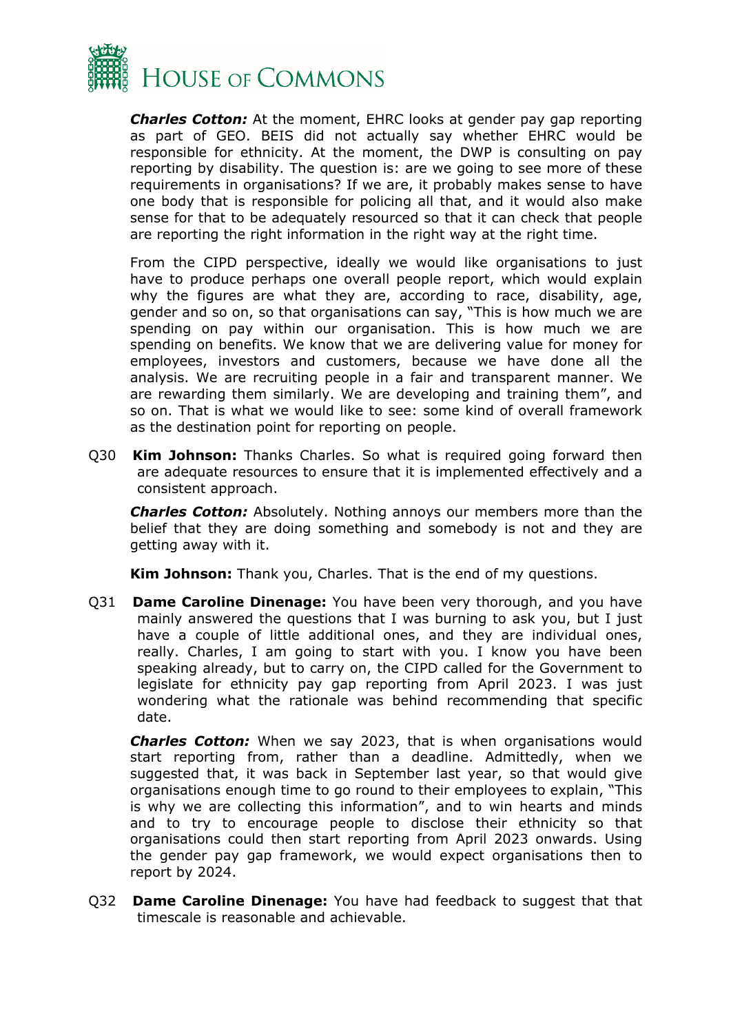***Charles Cotton:*** At the moment, EHRC looks at gender pay gap reporting as part of GEO. BEIS did not actually say whether EHRC would be responsible for ethnicity. At the moment, the DWP is consulting on pay reporting by disability. The question is: are we going to see more of these requirements in organisations? If we are, it probably makes sense to have one body that is responsible for policing all that, and it would also make sense for that to be adequately resourced so that it can check that people are reporting the right information in the right way at the right time.

From the CIPD perspective, ideally we would like organisations to just have to produce perhaps one overall people report, which would explain why the figures are what they are, according to race, disability, age, gender and so on, so that organisations can say, "This is how much we are spending on pay within our organisation. This is how much we are spending on benefits. We know that we are delivering value for money for employees, investors and customers, because we have done all the analysis. We are recruiting people in a fair and transparent manner. We are rewarding them similarly. We are developing and training them", and so on. That is what we would like to see: some kind of overall framework as the destination point for reporting on people.

Q30 **Kim Johnson:** Thanks Charles. So what is required going forward then are adequate resources to ensure that it is implemented effectively and a consistent approach.

***Charles Cotton:*** Absolutely. Nothing annoys our members more than the belief that they are doing something and somebody is not and they are getting away with it.

**Kim Johnson:** Thank you, Charles. That is the end of my questions.

Q31 **Dame Caroline Dinenage:** You have been very thorough, and you have mainly answered the questions that I was burning to ask you, but I just have a couple of little additional ones, and they are individual ones, really. Charles, I am going to start with you. I know you have been speaking already, but to carry on, the CIPD called for the Government to legislate for ethnicity pay gap reporting from April 2023. I was just wondering what the rationale was behind recommending that specific date.

***Charles Cotton:*** When we say 2023, that is when organisations would start reporting from, rather than a deadline. Admittedly, when we suggested that, it was back in September last year, so that would give organisations enough time to go round to their employees to explain, "This is why we are collecting this information", and to win hearts and minds and to try to encourage people to disclose their ethnicity so that organisations could then start reporting from April 2023 onwards. Using the gender pay gap framework, we would expect organisations then to report by 2024.

Q32 **Dame Caroline Dinenage:** You have had feedback to suggest that that timescale is reasonable and achievable.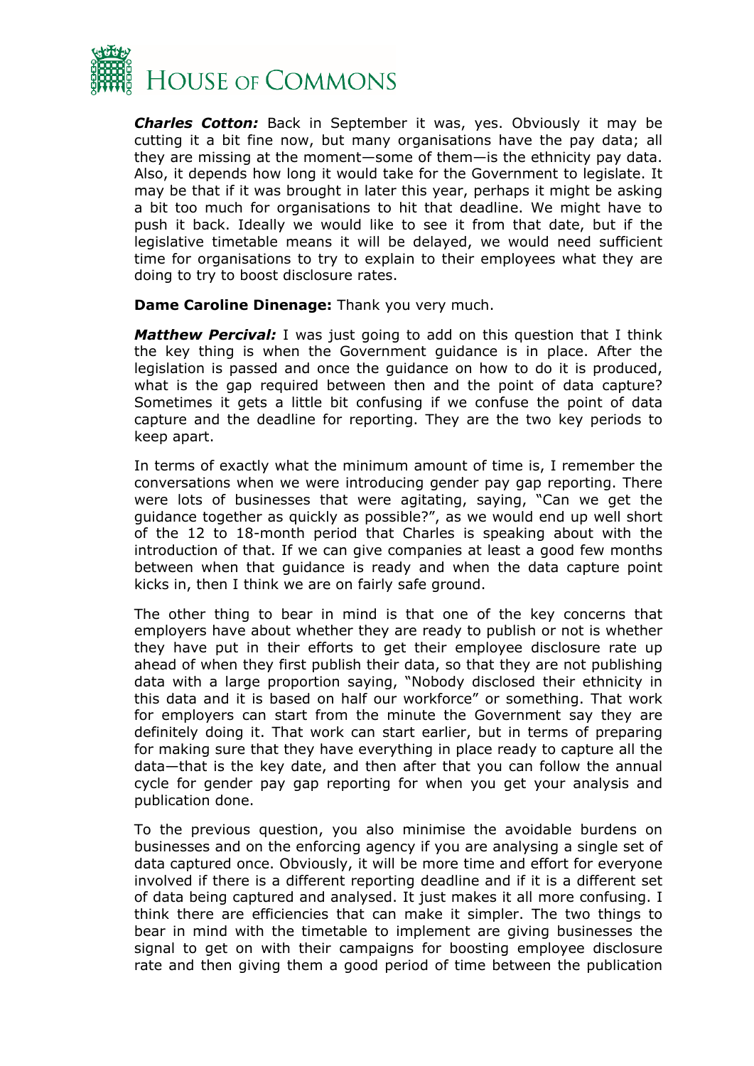***Charles Cotton:*** Back in September it was, yes. Obviously it may be cutting it a bit fine now, but many organisations have the pay data; all they are missing at the moment—some of them—is the ethnicity pay data. Also, it depends how long it would take for the Government to legislate. It may be that if it was brought in later this year, perhaps it might be asking a bit too much for organisations to hit that deadline. We might have to push it back. Ideally we would like to see it from that date, but if the legislative timetable means it will be delayed, we would need sufficient time for organisations to try to explain to their employees what they are doing to try to boost disclosure rates.

**Dame Caroline Dinenage:** Thank you very much.

***Matthew Percival:*** I was just going to add on this question that I think the key thing is when the Government guidance is in place. After the legislation is passed and once the guidance on how to do it is produced, what is the gap required between then and the point of data capture? Sometimes it gets a little bit confusing if we confuse the point of data capture and the deadline for reporting. They are the two key periods to keep apart.

In terms of exactly what the minimum amount of time is, I remember the conversations when we were introducing gender pay gap reporting. There were lots of businesses that were agitating, saying, "Can we get the guidance together as quickly as possible?", as we would end up well short of the 12 to 18-month period that Charles is speaking about with the introduction of that. If we can give companies at least a good few months between when that guidance is ready and when the data capture point kicks in, then I think we are on fairly safe ground.

The other thing to bear in mind is that one of the key concerns that employers have about whether they are ready to publish or not is whether they have put in their efforts to get their employee disclosure rate up ahead of when they first publish their data, so that they are not publishing data with a large proportion saying, "Nobody disclosed their ethnicity in this data and it is based on half our workforce" or something. That work for employers can start from the minute the Government say they are definitely doing it. That work can start earlier, but in terms of preparing for making sure that they have everything in place ready to capture all the data—that is the key date, and then after that you can follow the annual cycle for gender pay gap reporting for when you get your analysis and publication done.

To the previous question, you also minimise the avoidable burdens on businesses and on the enforcing agency if you are analysing a single set of data captured once. Obviously, it will be more time and effort for everyone involved if there is a different reporting deadline and if it is a different set of data being captured and analysed. It just makes it all more confusing. I think there are efficiencies that can make it simpler. The two things to bear in mind with the timetable to implement are giving businesses the signal to get on with their campaigns for boosting employee disclosure rate and then giving them a good period of time between the publication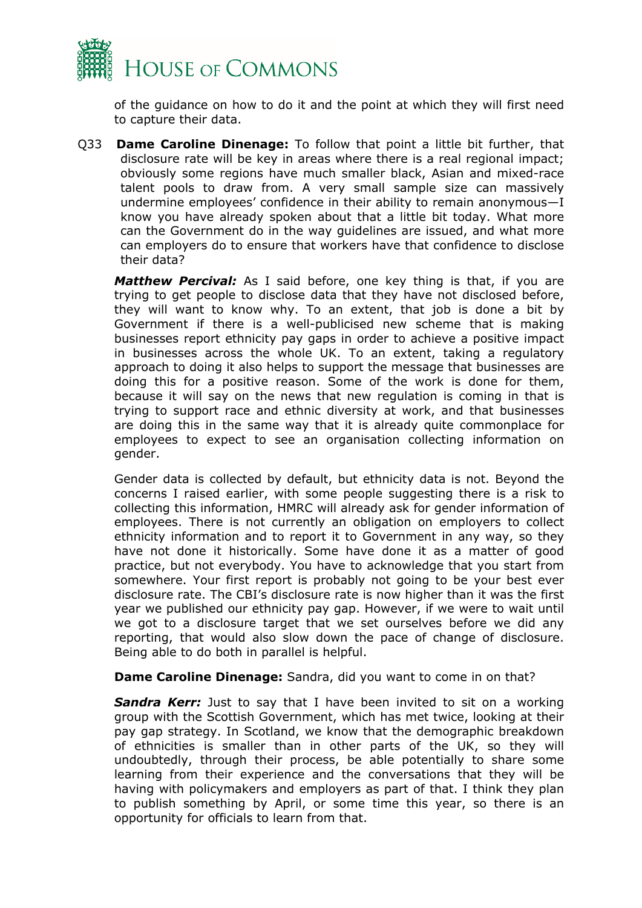of the guidance on how to do it and the point at which they will first need to capture their data.

Q33 **Dame Caroline Dinenage:** To follow that point a little bit further, that disclosure rate will be key in areas where there is a real regional impact; obviously some regions have much smaller black, Asian and mixed-race talent pools to draw from. A very small sample size can massively undermine employees' confidence in their ability to remain anonymous—I know you have already spoken about that a little bit today. What more can the Government do in the way guidelines are issued, and what more can employers do to ensure that workers have that confidence to disclose their data?

***Matthew Percival:*** As I said before, one key thing is that, if you are trying to get people to disclose data that they have not disclosed before, they will want to know why. To an extent, that job is done a bit by Government if there is a well-publicised new scheme that is making businesses report ethnicity pay gaps in order to achieve a positive impact in businesses across the whole UK. To an extent, taking a regulatory approach to doing it also helps to support the message that businesses are doing this for a positive reason. Some of the work is done for them, because it will say on the news that new regulation is coming in that is trying to support race and ethnic diversity at work, and that businesses are doing this in the same way that it is already quite commonplace for employees to expect to see an organisation collecting information on gender.

Gender data is collected by default, but ethnicity data is not. Beyond the concerns I raised earlier, with some people suggesting there is a risk to collecting this information, HMRC will already ask for gender information of employees. There is not currently an obligation on employers to collect ethnicity information and to report it to Government in any way, so they have not done it historically. Some have done it as a matter of good practice, but not everybody. You have to acknowledge that you start from somewhere. Your first report is probably not going to be your best ever disclosure rate. The CBI's disclosure rate is now higher than it was the first year we published our ethnicity pay gap. However, if we were to wait until we got to a disclosure target that we set ourselves before we did any reporting, that would also slow down the pace of change of disclosure. Being able to do both in parallel is helpful.

**Dame Caroline Dinenage:** Sandra, did you want to come in on that?

***Sandra Kerr:*** Just to say that I have been invited to sit on a working group with the Scottish Government, which has met twice, looking at their pay gap strategy. In Scotland, we know that the demographic breakdown of ethnicities is smaller than in other parts of the UK, so they will undoubtedly, through their process, be able potentially to share some learning from their experience and the conversations that they will be having with policymakers and employers as part of that. I think they plan to publish something by April, or some time this year, so there is an opportunity for officials to learn from that.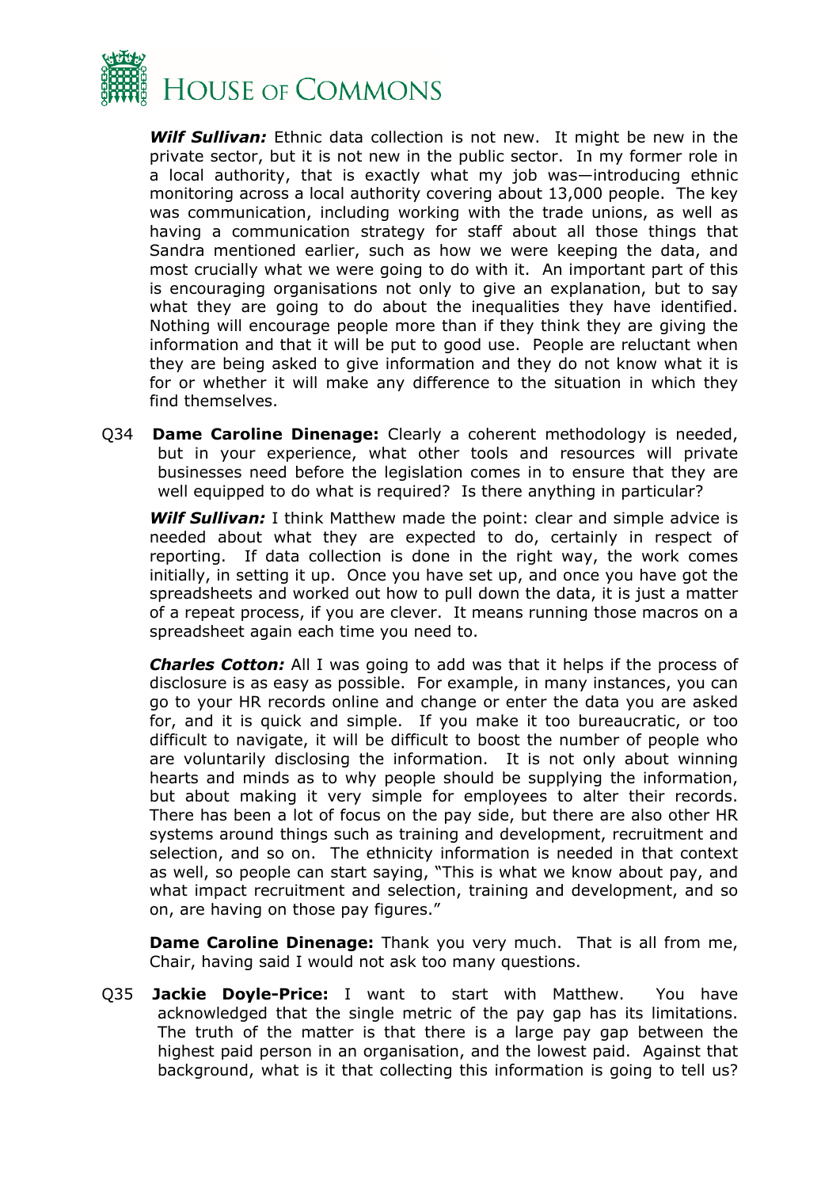***Wilf Sullivan:*** Ethnic data collection is not new. It might be new in the private sector, but it is not new in the public sector. In my former role in a local authority, that is exactly what my job was—introducing ethnic monitoring across a local authority covering about 13,000 people. The key was communication, including working with the trade unions, as well as having a communication strategy for staff about all those things that Sandra mentioned earlier, such as how we were keeping the data, and most crucially what we were going to do with it. An important part of this is encouraging organisations not only to give an explanation, but to say what they are going to do about the inequalities they have identified. Nothing will encourage people more than if they think they are giving the information and that it will be put to good use. People are reluctant when they are being asked to give information and they do not know what it is for or whether it will make any difference to the situation in which they find themselves.

Q34 **Dame Caroline Dinenage:** Clearly a coherent methodology is needed, but in your experience, what other tools and resources will private businesses need before the legislation comes in to ensure that they are well equipped to do what is required? Is there anything in particular?

***Wilf Sullivan:*** I think Matthew made the point: clear and simple advice is needed about what they are expected to do, certainly in respect of reporting. If data collection is done in the right way, the work comes initially, in setting it up. Once you have set up, and once you have got the spreadsheets and worked out how to pull down the data, it is just a matter of a repeat process, if you are clever. It means running those macros on a spreadsheet again each time you need to.

***Charles Cotton:*** All I was going to add was that it helps if the process of disclosure is as easy as possible. For example, in many instances, you can go to your HR records online and change or enter the data you are asked for, and it is quick and simple. If you make it too bureaucratic, or too difficult to navigate, it will be difficult to boost the number of people who are voluntarily disclosing the information. It is not only about winning hearts and minds as to why people should be supplying the information, but about making it very simple for employees to alter their records. There has been a lot of focus on the pay side, but there are also other HR systems around things such as training and development, recruitment and selection, and so on. The ethnicity information is needed in that context as well, so people can start saying, "This is what we know about pay, and what impact recruitment and selection, training and development, and so on, are having on those pay figures."

**Dame Caroline Dinenage:** Thank you very much. That is all from me, Chair, having said I would not ask too many questions.

Q35 **Jackie Doyle-Price:** I want to start with Matthew. You have acknowledged that the single metric of the pay gap has its limitations. The truth of the matter is that there is a large pay gap between the highest paid person in an organisation, and the lowest paid. Against that background, what is it that collecting this information is going to tell us?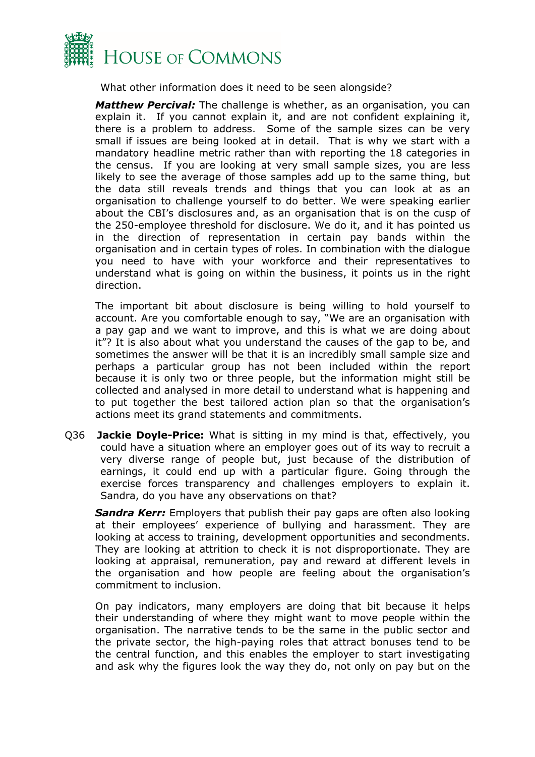What other information does it need to be seen alongside?

***Matthew Percival:*** The challenge is whether, as an organisation, you can explain it. If you cannot explain it, and are not confident explaining it, there is a problem to address. Some of the sample sizes can be very small if issues are being looked at in detail. That is why we start with a mandatory headline metric rather than with reporting the 18 categories in the census. If you are looking at very small sample sizes, you are less likely to see the average of those samples add up to the same thing, but the data still reveals trends and things that you can look at as an organisation to challenge yourself to do better. We were speaking earlier about the CBI's disclosures and, as an organisation that is on the cusp of the 250-employee threshold for disclosure. We do it, and it has pointed us in the direction of representation in certain pay bands within the organisation and in certain types of roles. In combination with the dialogue you need to have with your workforce and their representatives to understand what is going on within the business, it points us in the right direction.

The important bit about disclosure is being willing to hold yourself to account. Are you comfortable enough to say, "We are an organisation with a pay gap and we want to improve, and this is what we are doing about it"? It is also about what you understand the causes of the gap to be, and sometimes the answer will be that it is an incredibly small sample size and perhaps a particular group has not been included within the report because it is only two or three people, but the information might still be collected and analysed in more detail to understand what is happening and to put together the best tailored action plan so that the organisation's actions meet its grand statements and commitments.

Q36 **Jackie Doyle-Price:** What is sitting in my mind is that, effectively, you could have a situation where an employer goes out of its way to recruit a very diverse range of people but, just because of the distribution of earnings, it could end up with a particular figure. Going through the exercise forces transparency and challenges employers to explain it. Sandra, do you have any observations on that?

***Sandra Kerr:*** Employers that publish their pay gaps are often also looking at their employees' experience of bullying and harassment. They are looking at access to training, development opportunities and secondments. They are looking at attrition to check it is not disproportionate. They are looking at appraisal, remuneration, pay and reward at different levels in the organisation and how people are feeling about the organisation's commitment to inclusion.

On pay indicators, many employers are doing that bit because it helps their understanding of where they might want to move people within the organisation. The narrative tends to be the same in the public sector and the private sector, the high-paying roles that attract bonuses tend to be the central function, and this enables the employer to start investigating and ask why the figures look the way they do, not only on pay but on the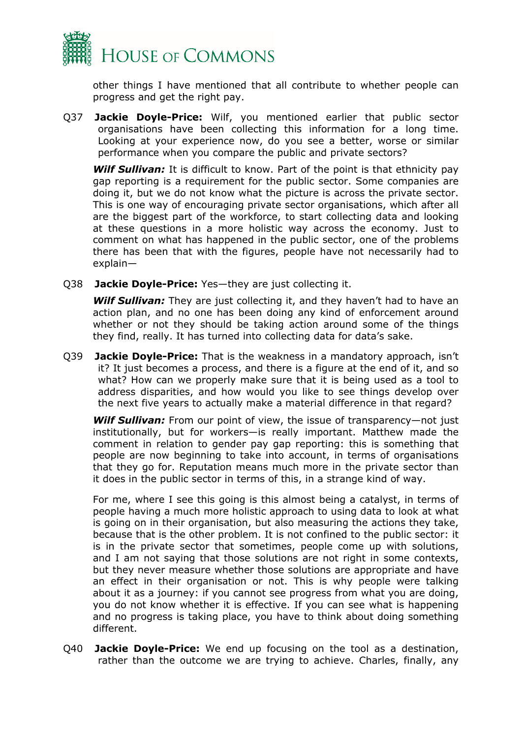other things I have mentioned that all contribute to whether people can progress and get the right pay.

Q37 **Jackie Doyle-Price:** Wilf, you mentioned earlier that public sector organisations have been collecting this information for a long time. Looking at your experience now, do you see a better, worse or similar performance when you compare the public and private sectors?

***Wilf Sullivan:*** It is difficult to know. Part of the point is that ethnicity pay gap reporting is a requirement for the public sector. Some companies are doing it, but we do not know what the picture is across the private sector. This is one way of encouraging private sector organisations, which after all are the biggest part of the workforce, to start collecting data and looking at these questions in a more holistic way across the economy. Just to comment on what has happened in the public sector, one of the problems there has been that with the figures, people have not necessarily had to explain—

Q38 **Jackie Doyle-Price:** Yes—they are just collecting it.

***Wilf Sullivan:*** They are just collecting it, and they haven't had to have an action plan, and no one has been doing any kind of enforcement around whether or not they should be taking action around some of the things they find, really. It has turned into collecting data for data's sake.

Q39 **Jackie Doyle-Price:** That is the weakness in a mandatory approach, isn't it? It just becomes a process, and there is a figure at the end of it, and so what? How can we properly make sure that it is being used as a tool to address disparities, and how would you like to see things develop over the next five years to actually make a material difference in that regard?

***Wilf Sullivan:*** From our point of view, the issue of transparency—not just institutionally, but for workers—is really important. Matthew made the comment in relation to gender pay gap reporting: this is something that people are now beginning to take into account, in terms of organisations that they go for. Reputation means much more in the private sector than it does in the public sector in terms of this, in a strange kind of way.

For me, where I see this going is this almost being a catalyst, in terms of people having a much more holistic approach to using data to look at what is going on in their organisation, but also measuring the actions they take, because that is the other problem. It is not confined to the public sector: it is in the private sector that sometimes, people come up with solutions, and I am not saying that those solutions are not right in some contexts, but they never measure whether those solutions are appropriate and have an effect in their organisation or not. This is why people were talking about it as a journey: if you cannot see progress from what you are doing, you do not know whether it is effective. If you can see what is happening and no progress is taking place, you have to think about doing something different.

Q40 **Jackie Doyle-Price:** We end up focusing on the tool as a destination, rather than the outcome we are trying to achieve. Charles, finally, any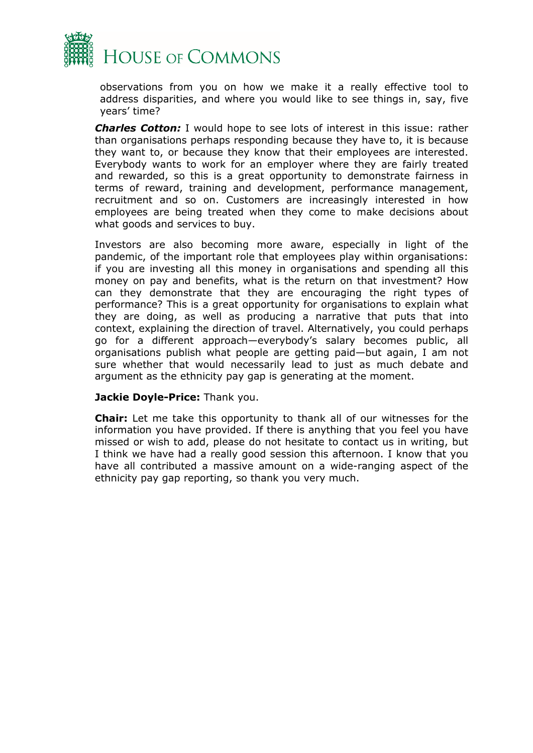observations from you on how we make it a really effective tool to address disparities, and where you would like to see things in, say, five years' time?

***Charles Cotton:*** I would hope to see lots of interest in this issue: rather than organisations perhaps responding because they have to, it is because they want to, or because they know that their employees are interested. Everybody wants to work for an employer where they are fairly treated and rewarded, so this is a great opportunity to demonstrate fairness in terms of reward, training and development, performance management, recruitment and so on. Customers are increasingly interested in how employees are being treated when they come to make decisions about what goods and services to buy.

Investors are also becoming more aware, especially in light of the pandemic, of the important role that employees play within organisations: if you are investing all this money in organisations and spending all this money on pay and benefits, what is the return on that investment? How can they demonstrate that they are encouraging the right types of performance? This is a great opportunity for organisations to explain what they are doing, as well as producing a narrative that puts that into context, explaining the direction of travel. Alternatively, you could perhaps go for a different approach—everybody's salary becomes public, all organisations publish what people are getting paid—but again, I am not sure whether that would necessarily lead to just as much debate and argument as the ethnicity pay gap is generating at the moment.

**Jackie Doyle-Price:** Thank you.

**Chair:** Let me take this opportunity to thank all of our witnesses for the information you have provided. If there is anything that you feel you have missed or wish to add, please do not hesitate to contact us in writing, but I think we have had a really good session this afternoon. I know that you have all contributed a massive amount on a wide-ranging aspect of the ethnicity pay gap reporting, so thank you very much.